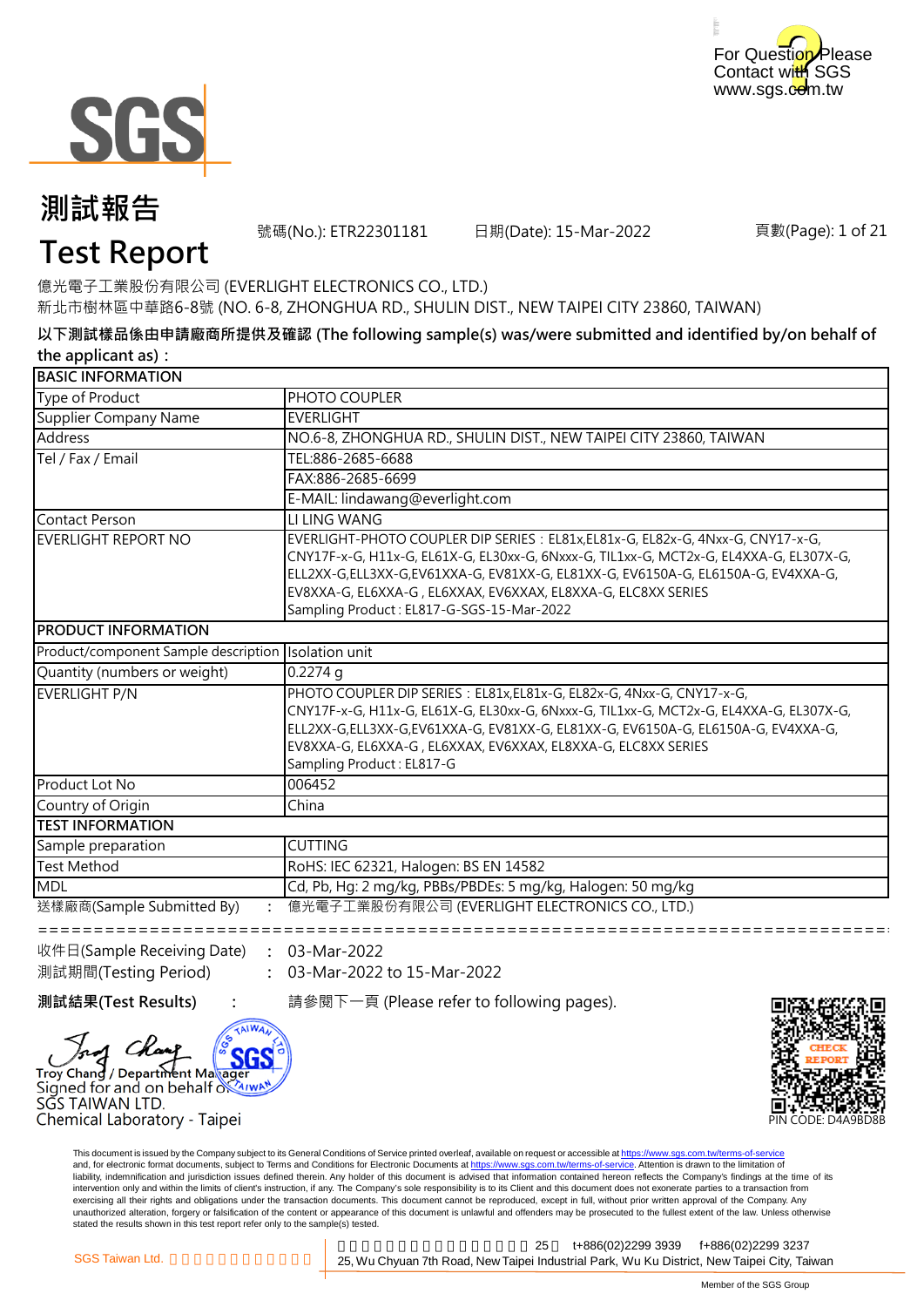For Question Please Contact with SGS
www.sgs.com.tw

# 測試報告
# Test Report

號碼(No.): ETR22301181　　日期(Date): 15-Mar-2022　　頁數(Page): 1 of 21

億光電子工業股份有限公司 (EVERLIGHT ELECTRONICS CO., LTD.)
新北市樹林區中華路6-8號 (NO. 6-8, ZHONGHUA RD., SHULIN DIST., NEW TAIPEI CITY 23860, TAIWAN)

**以下測試樣品係由申請廠商所提供及確認 (The following sample(s) was/were submitted and identified by/on behalf of the applicant as)：**

| BASIC INFORMATION | |
|---|---|
| Type of Product | PHOTO COUPLER |
| Supplier Company Name | EVERLIGHT |
| Address | NO.6-8, ZHONGHUA RD., SHULIN DIST., NEW TAIPEI CITY 23860, TAIWAN |
| Tel / Fax / Email | TEL:886-2685-6688 |
| | FAX:886-2685-6699 |
| | E-MAIL: lindawang@everlight.com |
| Contact Person | LI LING WANG |
| EVERLIGHT REPORT NO | EVERLIGHT-PHOTO COUPLER DIP SERIES：EL81x,EL81x-G, EL82x-G, 4Nxx-G, CNY17-x-G, CNY17F-x-G, H11x-G, EL61X-G, EL30xx-G, 6Nxxx-G, TIL1xx-G, MCT2x-G, EL4XXA-G, EL307X-G, ELL2XX-G,ELL3XX-G,EV61XXA-G, EV81XX-G, EL81XX-G, EV6150A-G, EL6150A-G, EV4XXA-G, EV8XXA-G, EL6XXA-G , EL6XXAX, EV6XXAX, EL8XXA-G, ELC8XX SERIES<br>Sampling Product : EL817-G-SGS-15-Mar-2022 |
| **PRODUCT INFORMATION** | |
| Product/component Sample description | Isolation unit |
| Quantity (numbers or weight) | 0.2274 g |
| EVERLIGHT P/N | PHOTO COUPLER DIP SERIES：EL81x,EL81x-G, EL82x-G, 4Nxx-G, CNY17-x-G, CNY17F-x-G, H11x-G, EL61X-G, EL30xx-G, 6Nxxx-G, TIL1xx-G, MCT2x-G, EL4XXA-G, EL307X-G, ELL2XX-G,ELL3XX-G,EV61XXA-G, EV81XX-G, EL81XX-G, EV6150A-G, EL6150A-G, EV4XXA-G, EV8XXA-G, EL6XXA-G , EL6XXAX, EV6XXAX, EL8XXA-G, ELC8XX SERIES<br>Sampling Product : EL817-G |
| Product Lot No | 006452 |
| Country of Origin | China |
| **TEST INFORMATION** | |
| Sample preparation | CUTTING |
| Test Method | RoHS: IEC 62321, Halogen: BS EN 14582 |
| MDL | Cd, Pb, Hg: 2 mg/kg, PBBs/PBDEs: 5 mg/kg, Halogen: 50 mg/kg |

送樣廠商(Sample Submitted By)　:　億光電子工業股份有限公司 (EVERLIGHT ELECTRONICS CO., LTD.)

收件日(Sample Receiving Date)　:　03-Mar-2022
測試期間(Testing Period)　:　03-Mar-2022 to 15-Mar-2022

**測試結果(Test Results)**　:　請參閱下一頁 (Please refer to following pages).

Troy Chang / Department Manager
Signed for and on behalf of
SGS TAIWAN LTD.
Chemical Laboratory - Taipei

PIN CODE: D4A9BD8B

This document is issued by the Company subject to its General Conditions of Service printed overleaf, available on request or accessible at https://www.sgs.com.tw/terms-of-service and, for electronic format documents, subject to Terms and Conditions for Electronic Documents at https://www.sgs.com.tw/terms-of-service. Attention is drawn to the limitation of liability, indemnification and jurisdiction issues defined therein. Any holder of this document is advised that information contained hereon reflects the Company's findings at the time of its intervention only and within the limits of client's instruction, if any. The Company's sole responsibility is to its Client and this document does not exonerate parties to a transaction from exercising all their rights and obligations under the transaction documents. This document cannot be reproduced, except in full, without prior written approval of the Company. Any unauthorized alteration, forgery or falsification of the content or appearance of this document is unlawful and offenders may be prosecuted to the fullest extent of the law. Unless otherwise stated the results shown in this test report refer only to the sample(s) tested.

SGS Taiwan Ltd.　25　t+886(02)2299 3939　f+886(02)2299 3237
25, Wu Chyuan 7th Road, New Taipei Industrial Park, Wu Ku District, New Taipei City, Taiwan

Member of the SGS Group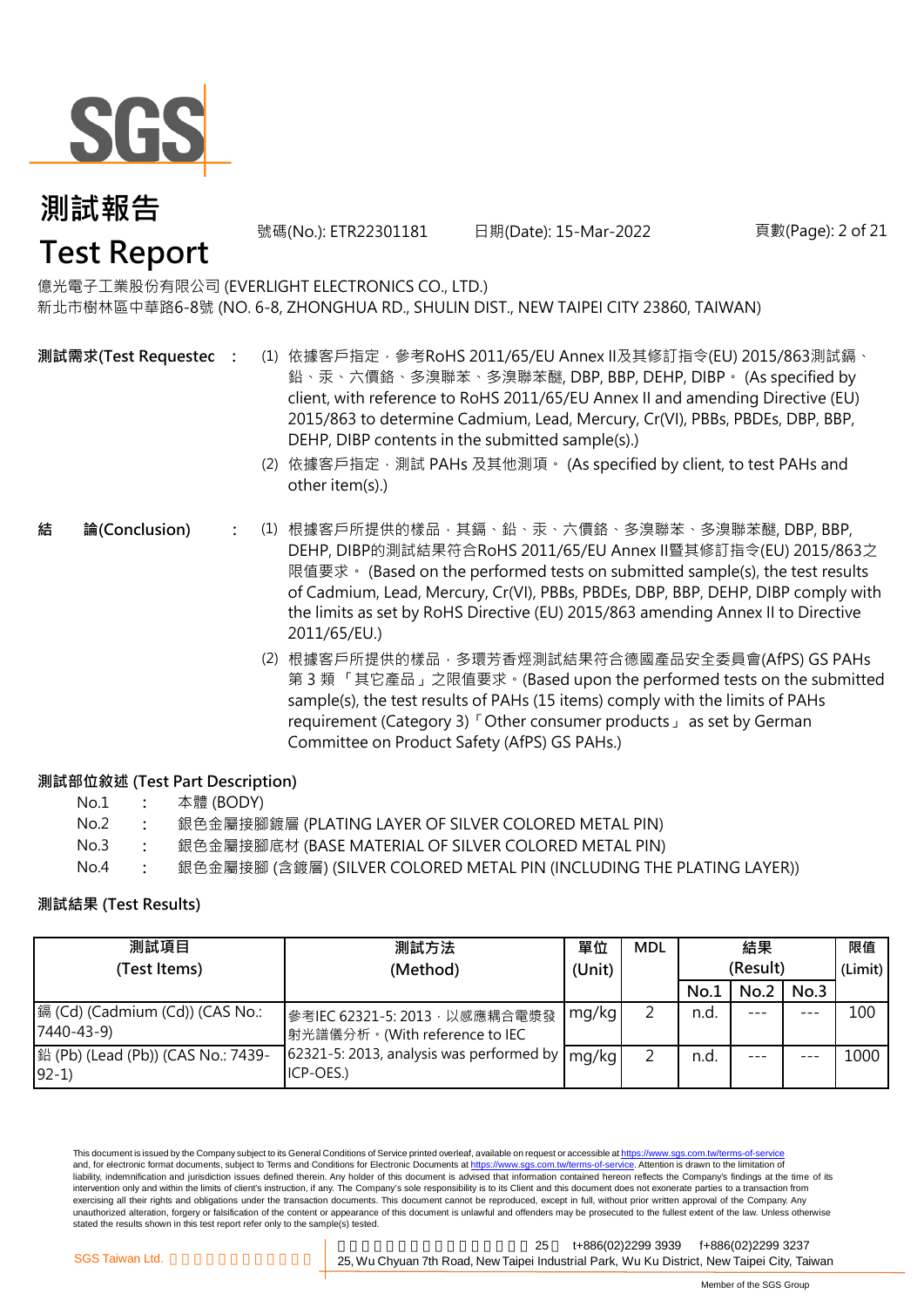# 測試報告
# Test Report

號碼(No.): ETR22301181　　日期(Date): 15-Mar-2022

億光電子工業股份有限公司 (EVERLIGHT ELECTRONICS CO., LTD.)
新北市樹林區中華路6-8號 (NO. 6-8, ZHONGHUA RD., SHULIN DIST., NEW TAIPEI CITY 23860, TAIWAN)

**測試需求(Test Requested)** :

(1) 依據客戶指定，參考RoHS 2011/65/EU Annex II及其修訂指令(EU) 2015/863測試鎘、鉛、汞、六價鉻、多溴聯苯、多溴聯苯醚, DBP, BBP, DEHP, DIBP。 (As specified by client, with reference to RoHS 2011/65/EU Annex II and amending Directive (EU) 2015/863 to determine Cadmium, Lead, Mercury, Cr(VI), PBBs, PBDEs, DBP, BBP, DEHP, DIBP contents in the submitted sample(s).)

(2) 依據客戶指定，測試 PAHs 及其他測項。 (As specified by client, to test PAHs and other item(s).)

**結　論(Conclusion)** :

(1) 根據客戶所提供的樣品，其鎘、鉛、汞、六價鉻、多溴聯苯、多溴聯苯醚, DBP, BBP, DEHP, DIBP的測試結果符合RoHS 2011/65/EU Annex II暨其修訂指令(EU) 2015/863之限值要求。 (Based on the performed tests on submitted sample(s), the test results of Cadmium, Lead, Mercury, Cr(VI), PBBs, PBDEs, DBP, BBP, DEHP, DIBP comply with the limits as set by RoHS Directive (EU) 2015/863 amending Annex II to Directive 2011/65/EU.)

(2) 根據客戶所提供的樣品，多環芳香烴測試結果符合德國產品安全委員會(AfPS) GS PAHs 第 3 類 「其它產品」之限值要求。(Based upon the performed tests on the submitted sample(s), the test results of PAHs (15 items) comply with the limits of PAHs requirement (Category 3)「Other consumer products」 as set by German Committee on Product Safety (AfPS) GS PAHs.)

**測試部位敘述 (Test Part Description)**

No.1 : 本體 (BODY)
No.2 : 銀色金屬接腳鍍層 (PLATING LAYER OF SILVER COLORED METAL PIN)
No.3 : 銀色金屬接腳底材 (BASE MATERIAL OF SILVER COLORED METAL PIN)
No.4 : 銀色金屬接腳 (含鍍層) (SILVER COLORED METAL PIN (INCLUDING THE PLATING LAYER))

**測試結果 (Test Results)**

| 測試項目 (Test Items) | 測試方法 (Method) | 單位 (Unit) | MDL | 結果 (Result) | | | 限值 (Limit) |
|---|---|---|---|---|---|---|---|
| | | | | No.1 | No.2 | No.3 | |
| 鎘 (Cd) (Cadmium (Cd)) (CAS No.: 7440-43-9) | 參考IEC 62321-5: 2013，以感應耦合電漿發射光譜儀分析。(With reference to IEC 62321-5: 2013, analysis was performed by ICP-OES.) | mg/kg | 2 | n.d. | --- | --- | 100 |
| 鉛 (Pb) (Lead (Pb)) (CAS No.: 7439-92-1) | | mg/kg | 2 | n.d. | --- | --- | 1000 |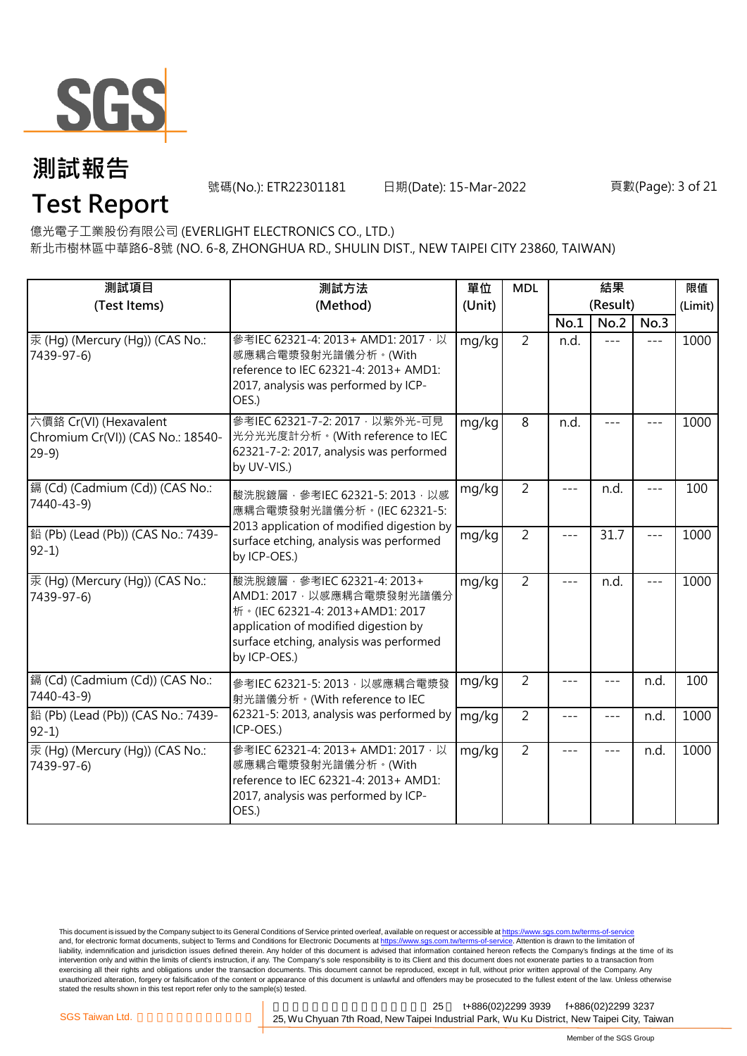# 測試報告

# Test Report

號碼(No.): ETR22301181　　日期(Date): 15-Mar-2022

億光電子工業股份有限公司 (EVERLIGHT ELECTRONICS CO., LTD.)

新北市樹林區中華路6-8號 (NO. 6-8, ZHONGHUA RD., SHULIN DIST., NEW TAIPEI CITY 23860, TAIWAN)

| 測試項目 (Test Items) | 測試方法 (Method) | 單位 (Unit) | MDL | 結果 (Result) | | | 限值 (Limit) |
|---|---|---|---|---|---|---|---|
| | | | | No.1 | No.2 | No.3 | |
| 汞 (Hg) (Mercury (Hg)) (CAS No.: 7439-97-6) | 參考IEC 62321-4: 2013+ AMD1: 2017，以感應耦合電漿發射光譜儀分析。(With reference to IEC 62321-4: 2013+ AMD1: 2017, analysis was performed by ICP-OES.) | mg/kg | 2 | n.d. | --- | --- | 1000 |
| 六價鉻 Cr(VI) (Hexavalent Chromium Cr(VI)) (CAS No.: 18540-29-9) | 參考IEC 62321-7-2: 2017，以紫外光-可見光分光光度計分析。(With reference to IEC 62321-7-2: 2017, analysis was performed by UV-VIS.) | mg/kg | 8 | n.d. | --- | --- | 1000 |
| 鎘 (Cd) (Cadmium (Cd)) (CAS No.: 7440-43-9) | 酸洗脫鍍層，參考IEC 62321-5: 2013，以感應耦合電漿發射光譜儀分析。(IEC 62321-5: 2013 application of modified digestion by surface etching, analysis was performed by ICP-OES.) | mg/kg | 2 | --- | n.d. | --- | 100 |
| 鉛 (Pb) (Lead (Pb)) (CAS No.: 7439-92-1) | | mg/kg | 2 | --- | 31.7 | --- | 1000 |
| 汞 (Hg) (Mercury (Hg)) (CAS No.: 7439-97-6) | 酸洗脫鍍層，參考IEC 62321-4: 2013+ AMD1: 2017，以感應耦合電漿發射光譜儀分析。(IEC 62321-4: 2013+AMD1: 2017 application of modified digestion by surface etching, analysis was performed by ICP-OES.) | mg/kg | 2 | --- | n.d. | --- | 1000 |
| 鎘 (Cd) (Cadmium (Cd)) (CAS No.: 7440-43-9) | 參考IEC 62321-5: 2013，以感應耦合電漿發射光譜儀分析。(With reference to IEC 62321-5: 2013, analysis was performed by ICP-OES.) | mg/kg | 2 | --- | --- | n.d. | 100 |
| 鉛 (Pb) (Lead (Pb)) (CAS No.: 7439-92-1) | | mg/kg | 2 | --- | --- | n.d. | 1000 |
| 汞 (Hg) (Mercury (Hg)) (CAS No.: 7439-97-6) | 參考IEC 62321-4: 2013+ AMD1: 2017，以感應耦合電漿發射光譜儀分析。(With reference to IEC 62321-4: 2013+ AMD1: 2017, analysis was performed by ICP-OES.) | mg/kg | 2 | --- | --- | n.d. | 1000 |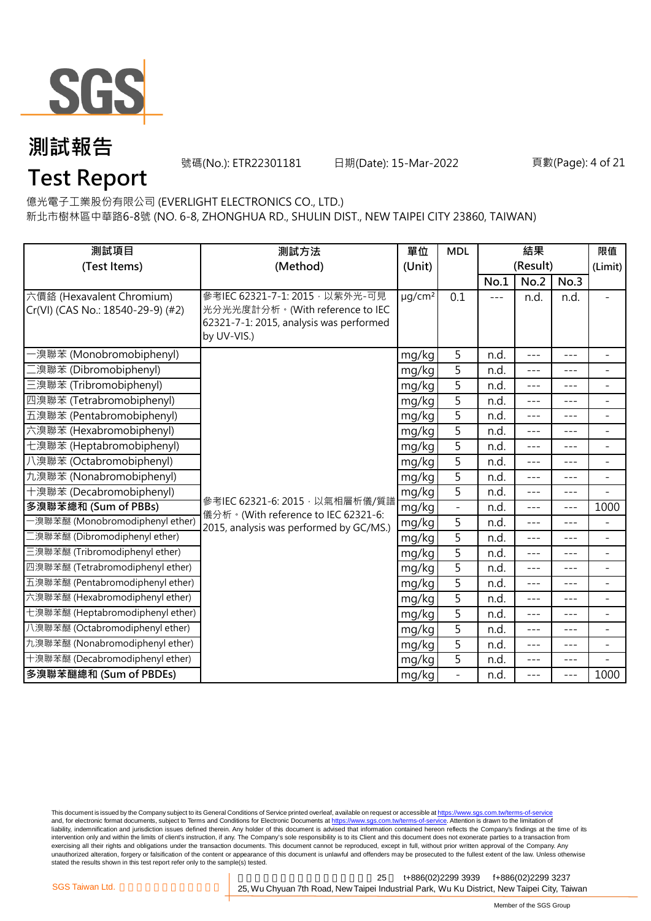# 測試報告

# Test Report

號碼(No.): ETR22301181　　日期(Date): 15-Mar-2022

億光電子工業股份有限公司 (EVERLIGHT ELECTRONICS CO., LTD.)

新北市樹林區中華路6-8號 (NO. 6-8, ZHONGHUA RD., SHULIN DIST., NEW TAIPEI CITY 23860, TAIWAN)

| 測試項目 (Test Items) | 測試方法 (Method) | 單位 (Unit) | MDL | 結果 (Result) | | | 限值 (Limit) |
|---|---|---|---|---|---|---|---|
| | | | | No.1 | No.2 | No.3 | |
| 六價鉻 (Hexavalent Chromium) Cr(VI) (CAS No.: 18540-29-9) (#2) | 參考IEC 62321-7-1: 2015，以紫外光-可見光分光光度計分析。(With reference to IEC 62321-7-1: 2015, analysis was performed by UV-VIS.) | μg/cm² | 0.1 | --- | n.d. | n.d. | - |
| 一溴聯苯 (Monobromobiphenyl) | 參考IEC 62321-6: 2015，以氣相層析儀/質譜儀分析。(With reference to IEC 62321-6: 2015, analysis was performed by GC/MS.) | mg/kg | 5 | n.d. | --- | --- | - |
| 二溴聯苯 (Dibromobiphenyl) | | mg/kg | 5 | n.d. | --- | --- | - |
| 三溴聯苯 (Tribromobiphenyl) | | mg/kg | 5 | n.d. | --- | --- | - |
| 四溴聯苯 (Tetrabromobiphenyl) | | mg/kg | 5 | n.d. | --- | --- | - |
| 五溴聯苯 (Pentabromobiphenyl) | | mg/kg | 5 | n.d. | --- | --- | - |
| 六溴聯苯 (Hexabromobiphenyl) | | mg/kg | 5 | n.d. | --- | --- | - |
| 七溴聯苯 (Heptabromobiphenyl) | | mg/kg | 5 | n.d. | --- | --- | - |
| 八溴聯苯 (Octabromobiphenyl) | | mg/kg | 5 | n.d. | --- | --- | - |
| 九溴聯苯 (Nonabromobiphenyl) | | mg/kg | 5 | n.d. | --- | --- | - |
| 十溴聯苯 (Decabromobiphenyl) | | mg/kg | 5 | n.d. | --- | --- | - |
| **多溴聯苯總和 (Sum of PBBs)** | | mg/kg | - | n.d. | --- | --- | 1000 |
| 一溴聯苯醚 (Monobromodiphenyl ether) | | mg/kg | 5 | n.d. | --- | --- | - |
| 二溴聯苯醚 (Dibromodiphenyl ether) | | mg/kg | 5 | n.d. | --- | --- | - |
| 三溴聯苯醚 (Tribromodiphenyl ether) | | mg/kg | 5 | n.d. | --- | --- | - |
| 四溴聯苯醚 (Tetrabromodiphenyl ether) | | mg/kg | 5 | n.d. | --- | --- | - |
| 五溴聯苯醚 (Pentabromodiphenyl ether) | | mg/kg | 5 | n.d. | --- | --- | - |
| 六溴聯苯醚 (Hexabromodiphenyl ether) | | mg/kg | 5 | n.d. | --- | --- | - |
| 七溴聯苯醚 (Heptabromodiphenyl ether) | | mg/kg | 5 | n.d. | --- | --- | - |
| 八溴聯苯醚 (Octabromodiphenyl ether) | | mg/kg | 5 | n.d. | --- | --- | - |
| 九溴聯苯醚 (Nonabromodiphenyl ether) | | mg/kg | 5 | n.d. | --- | --- | - |
| 十溴聯苯醚 (Decabromodiphenyl ether) | | mg/kg | 5 | n.d. | --- | --- | - |
| **多溴聯苯醚總和 (Sum of PBDEs)** | | mg/kg | - | n.d. | --- | --- | 1000 |

This document is issued by the Company subject to its General Conditions of Service printed overleaf, available on request or accessible at https://www.sgs.com.tw/terms-of-service and, for electronic format documents, subject to Terms and Conditions for Electronic Documents at https://www.sgs.com.tw/terms-of-service. Attention is drawn to the limitation of liability, indemnification and jurisdiction issues defined therein. Any holder of this document is advised that information contained hereon reflects the Company's findings at the time of its intervention only and within the limits of client's instruction, if any. The Company's sole responsibility is to its Client and this document does not exonerate parties to a transaction from exercising all their rights and obligations under the transaction documents. This document cannot be reproduced, except in full, without prior written approval of the Company. Any unauthorized alteration, forgery or falsification of the content or appearance of this document is unlawful and offenders may be prosecuted to the fullest extent of the law. Unless otherwise stated the results shown in this test report refer only to the sample(s) tested.

SGS Taiwan Ltd. 25, Wu Chyuan 7th Road, New Taipei Industrial Park, Wu Ku District, New Taipei City, Taiwan t+886(02)2299 3939 f+886(02)2299 3237

Member of the SGS Group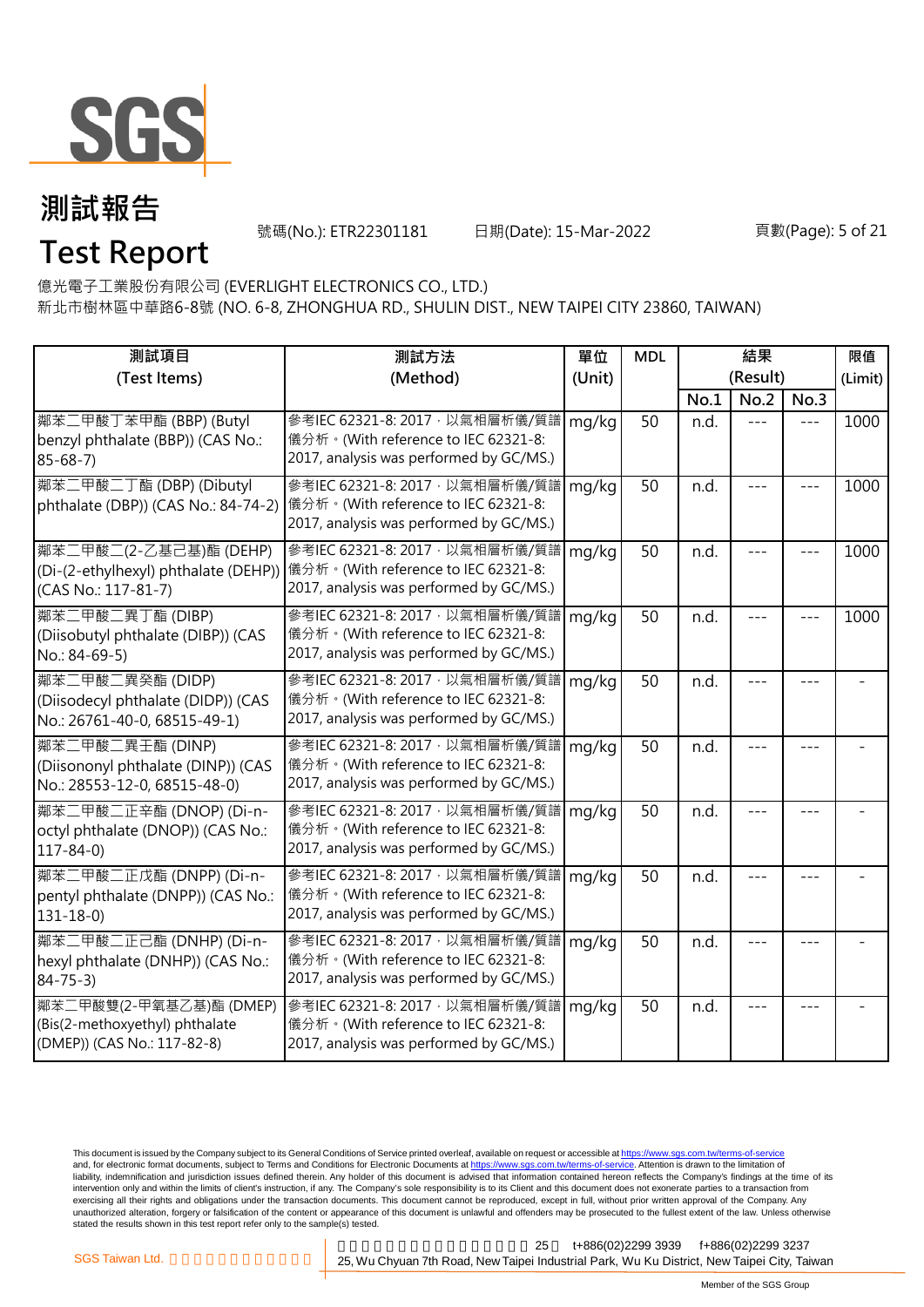# 測試報告

# Test Report

號碼(No.): ETR22301181　　日期(Date): 15-Mar-2022

億光電子工業股份有限公司 (EVERLIGHT ELECTRONICS CO., LTD.)

新北市樹林區中華路6-8號 (NO. 6-8, ZHONGHUA RD., SHULIN DIST., NEW TAIPEI CITY 23860, TAIWAN)

| 測試項目 (Test Items) | 測試方法 (Method) | 單位 (Unit) | MDL | 結果 (Result) | | | 限值 (Limit) |
|---|---|---|---|---|---|---|---|
| | | | | No.1 | No.2 | No.3 | |
| 鄰苯二甲酸丁苯甲酯 (BBP) (Butyl benzyl phthalate (BBP)) (CAS No.: 85-68-7) | 參考IEC 62321-8: 2017，以氣相層析儀/質譜儀分析。(With reference to IEC 62321-8: 2017, analysis was performed by GC/MS.) | mg/kg | 50 | n.d. | --- | --- | 1000 |
| 鄰苯二甲酸二丁酯 (DBP) (Dibutyl phthalate (DBP)) (CAS No.: 84-74-2) | 參考IEC 62321-8: 2017，以氣相層析儀/質譜儀分析。(With reference to IEC 62321-8: 2017, analysis was performed by GC/MS.) | mg/kg | 50 | n.d. | --- | --- | 1000 |
| 鄰苯二甲酸二(2-乙基己基)酯 (DEHP) (Di-(2-ethylhexyl) phthalate (DEHP)) (CAS No.: 117-81-7) | 參考IEC 62321-8: 2017，以氣相層析儀/質譜儀分析。(With reference to IEC 62321-8: 2017, analysis was performed by GC/MS.) | mg/kg | 50 | n.d. | --- | --- | 1000 |
| 鄰苯二甲酸二異丁酯 (DIBP) (Diisobutyl phthalate (DIBP)) (CAS No.: 84-69-5) | 參考IEC 62321-8: 2017，以氣相層析儀/質譜儀分析。(With reference to IEC 62321-8: 2017, analysis was performed by GC/MS.) | mg/kg | 50 | n.d. | --- | --- | 1000 |
| 鄰苯二甲酸二異癸酯 (DIDP) (Diisodecyl phthalate (DIDP)) (CAS No.: 26761-40-0, 68515-49-1) | 參考IEC 62321-8: 2017，以氣相層析儀/質譜儀分析。(With reference to IEC 62321-8: 2017, analysis was performed by GC/MS.) | mg/kg | 50 | n.d. | --- | --- | - |
| 鄰苯二甲酸二異壬酯 (DINP) (Diisononyl phthalate (DINP)) (CAS No.: 28553-12-0, 68515-48-0) | 參考IEC 62321-8: 2017，以氣相層析儀/質譜儀分析。(With reference to IEC 62321-8: 2017, analysis was performed by GC/MS.) | mg/kg | 50 | n.d. | --- | --- | - |
| 鄰苯二甲酸二正辛酯 (DNOP) (Di-n-octyl phthalate (DNOP)) (CAS No.: 117-84-0) | 參考IEC 62321-8: 2017，以氣相層析儀/質譜儀分析。(With reference to IEC 62321-8: 2017, analysis was performed by GC/MS.) | mg/kg | 50 | n.d. | --- | --- | - |
| 鄰苯二甲酸二正戊酯 (DNPP) (Di-n-pentyl phthalate (DNPP)) (CAS No.: 131-18-0) | 參考IEC 62321-8: 2017，以氣相層析儀/質譜儀分析。(With reference to IEC 62321-8: 2017, analysis was performed by GC/MS.) | mg/kg | 50 | n.d. | --- | --- | - |
| 鄰苯二甲酸二正己酯 (DNHP) (Di-n-hexyl phthalate (DNHP)) (CAS No.: 84-75-3) | 參考IEC 62321-8: 2017，以氣相層析儀/質譜儀分析。(With reference to IEC 62321-8: 2017, analysis was performed by GC/MS.) | mg/kg | 50 | n.d. | --- | --- | - |
| 鄰苯二甲酸雙(2-甲氧基乙基)酯 (DMEP) (Bis(2-methoxyethyl) phthalate (DMEP)) (CAS No.: 117-82-8) | 參考IEC 62321-8: 2017，以氣相層析儀/質譜儀分析。(With reference to IEC 62321-8: 2017, analysis was performed by GC/MS.) | mg/kg | 50 | n.d. | --- | --- | - |

This document is issued by the Company subject to its General Conditions of Service printed overleaf, available on request or accessible at https://www.sgs.com.tw/terms-of-service and, for electronic format documents, subject to Terms and Conditions for Electronic Documents at https://www.sgs.com.tw/terms-of-service. Attention is drawn to the limitation of liability, indemnification and jurisdiction issues defined therein. Any holder of this document is advised that information contained hereon reflects the Company's findings at the time of its intervention only and within the limits of client's instruction, if any. The Company's sole responsibility is to its Client and this document does not exonerate parties to a transaction from exercising all their rights and obligations under the transaction documents. This document cannot be reproduced, except in full, without prior written approval of the Company. Any unauthorized alteration, forgery or falsification of the content or appearance of this document is unlawful and offenders may be prosecuted to the fullest extent of the law. Unless otherwise stated the results shown in this test report refer only to the sample(s) tested.

SGS Taiwan Ltd. | 25, Wu Chyuan 7th Road, New Taipei Industrial Park, Wu Ku District, New Taipei City, Taiwan | t+886(02)2299 3939 | f+886(02)2299 3237

Member of the SGS Group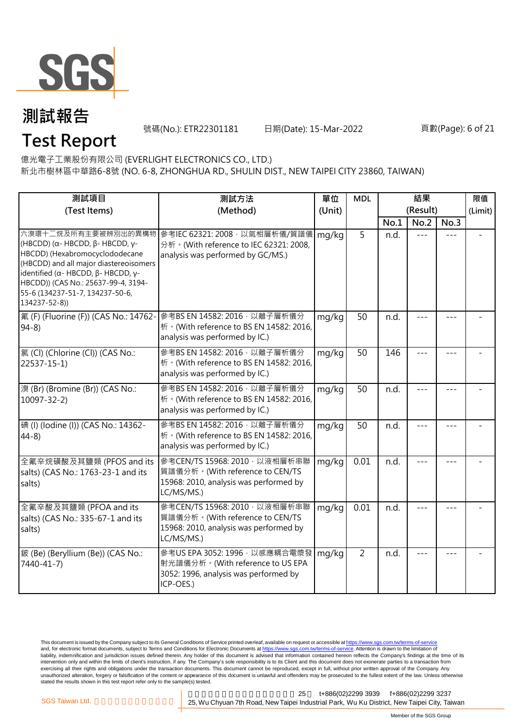# 測試報告

# Test Report

號碼(No.): ETR22301181 日期(Date): 15-Mar-2022

億光電子工業股份有限公司 (EVERLIGHT ELECTRONICS CO., LTD.)

新北市樹林區中華路6-8號 (NO. 6-8, ZHONGHUA RD., SHULIN DIST., NEW TAIPEI CITY 23860, TAIWAN)

| 測試項目 (Test Items) | 測試方法 (Method) | 單位 (Unit) | MDL | 結果 (Result) | | | 限值 (Limit) |
|---|---|---|---|---|---|---|---|
| | | | | No.1 | No.2 | No.3 | |
| 六溴環十二烷及所有主要被辨別出的異構物 (HBCDD) (α- HBCDD, β- HBCDD, γ- HBCDD) (Hexabromocyclododecane (HBCDD) and all major diastereoisomers identified (α- HBCDD, β- HBCDD, γ- HBCDD)) (CAS No.: 25637-99-4, 3194-55-6 (134237-51-7, 134237-50-6, 134237-52-8)) | 參考IEC 62321: 2008，以氣相層析儀/質譜儀分析。(With reference to IEC 62321: 2008, analysis was performed by GC/MS.) | mg/kg | 5 | n.d. | --- | --- | - |
| 氟 (F) (Fluorine (F)) (CAS No.: 14762-94-8) | 參考BS EN 14582: 2016，以離子層析儀分析。(With reference to BS EN 14582: 2016, analysis was performed by IC.) | mg/kg | 50 | n.d. | --- | --- | - |
| 氯 (Cl) (Chlorine (Cl)) (CAS No.: 22537-15-1) | 參考BS EN 14582: 2016，以離子層析儀分析。(With reference to BS EN 14582: 2016, analysis was performed by IC.) | mg/kg | 50 | 146 | --- | --- | - |
| 溴 (Br) (Bromine (Br)) (CAS No.: 10097-32-2) | 參考BS EN 14582: 2016，以離子層析儀分析。(With reference to BS EN 14582: 2016, analysis was performed by IC.) | mg/kg | 50 | n.d. | --- | --- | - |
| 碘 (I) (Iodine (I)) (CAS No.: 14362-44-8) | 參考BS EN 14582: 2016，以離子層析儀分析。(With reference to BS EN 14582: 2016, analysis was performed by IC.) | mg/kg | 50 | n.d. | --- | --- | - |
| 全氟辛烷磺酸及其鹽類 (PFOS and its salts) (CAS No.: 1763-23-1 and its salts) | 參考CEN/TS 15968: 2010，以液相層析串聯質譜儀分析。(With reference to CEN/TS 15968: 2010, analysis was performed by LC/MS/MS.) | mg/kg | 0.01 | n.d. | --- | --- | - |
| 全氟辛酸及其鹽類 (PFOA and its salts) (CAS No.: 335-67-1 and its salts) | 參考CEN/TS 15968: 2010，以液相層析串聯質譜儀分析。(With reference to CEN/TS 15968: 2010, analysis was performed by LC/MS/MS.) | mg/kg | 0.01 | n.d. | --- | --- | - |
| 鈹 (Be) (Beryllium (Be)) (CAS No.: 7440-41-7) | 參考US EPA 3052: 1996，以感應耦合電漿發射光譜儀分析。(With reference to US EPA 3052: 1996, analysis was performed by ICP-OES.) | mg/kg | 2 | n.d. | --- | --- | - |

This document is issued by the Company subject to its General Conditions of Service printed overleaf, available on request or accessible at https://www.sgs.com.tw/terms-of-service and, for electronic format documents, subject to Terms and Conditions for Electronic Documents at https://www.sgs.com.tw/terms-of-service. Attention is drawn to the limitation of liability, indemnification and jurisdiction issues defined therein. Any holder of this document is advised that information contained hereon reflects the Company's findings at the time of its intervention only and within the limits of client's instruction, if any. The Company's sole responsibility is to its Client and this document does not exonerate parties to a transaction from exercising all their rights and obligations under the transaction documents. This document cannot be reproduced, except in full, without prior written approval of the Company. Any unauthorized alteration, forgery or falsification of the content or appearance of this document is unlawful and offenders may be prosecuted to the fullest extent of the law. Unless otherwise stated the results shown in this test report refer only to the sample(s) tested.

SGS Taiwan Ltd. t+886(02)2299 3939 f+886(02)2299 3237
25, Wu Chyuan 7th Road, New Taipei Industrial Park, Wu Ku District, New Taipei City, Taiwan

Member of the SGS Group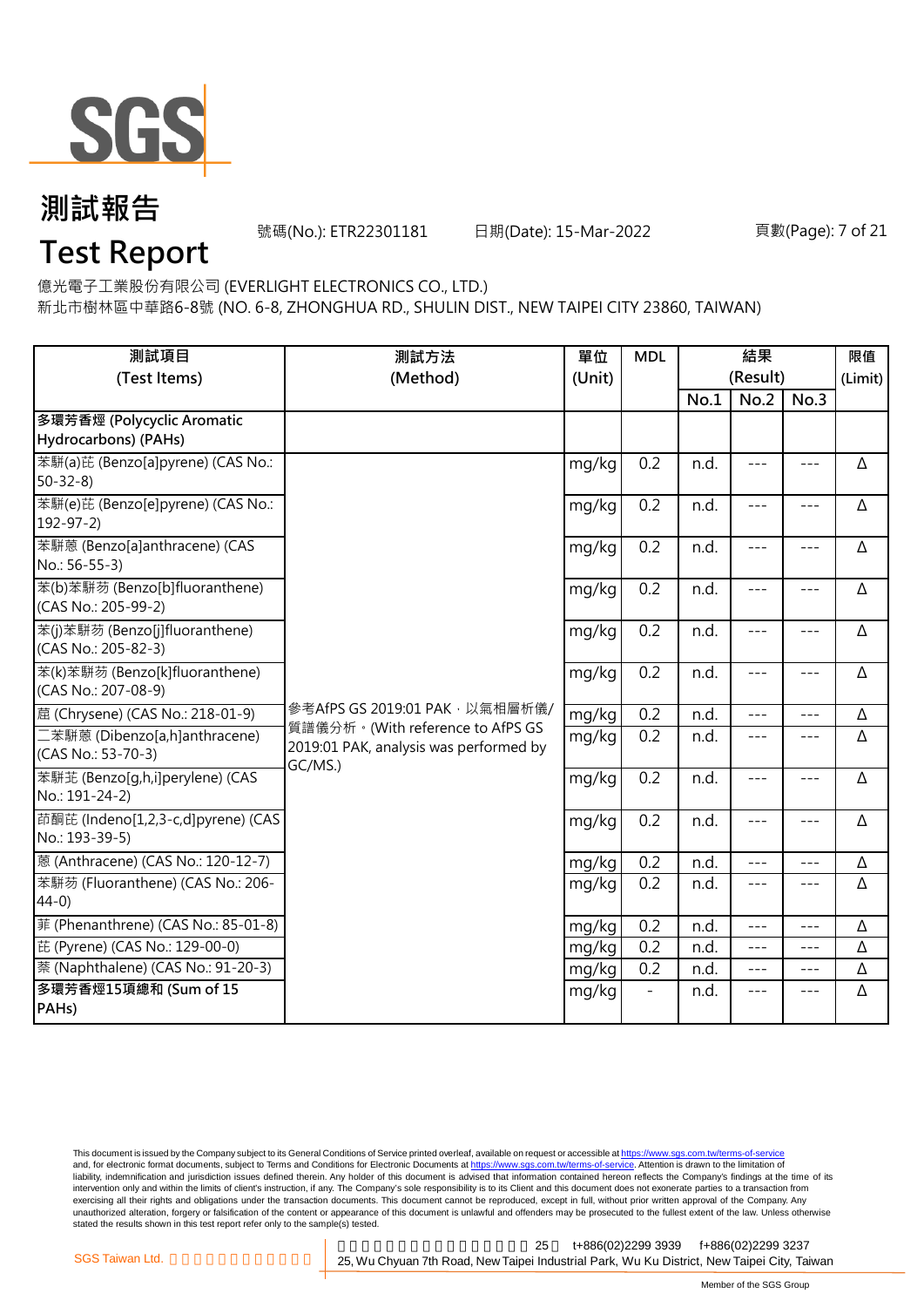# 測試報告
# Test Report

號碼(No.): ETR22301181　　日期(Date): 15-Mar-2022

億光電子工業股份有限公司 (EVERLIGHT ELECTRONICS CO., LTD.)
新北市樹林區中華路6-8號 (NO. 6-8, ZHONGHUA RD., SHULIN DIST., NEW TAIPEI CITY 23860, TAIWAN)

| 測試項目 (Test Items) | 測試方法 (Method) | 單位 (Unit) | MDL | 結果 (Result) | | | 限值 (Limit) |
|---|---|---|---|---|---|---|---|
| | | | | No.1 | No.2 | No.3 | |
| **多環芳香烴 (Polycyclic Aromatic Hydrocarbons) (PAHs)** | | | | | | | |
| 苯駢(a)芘 (Benzo[a]pyrene) (CAS No.: 50-32-8) | 參考AfPS GS 2019:01 PAK，以氣相層析儀/質譜儀分析。(With reference to AfPS GS 2019:01 PAK, analysis was performed by GC/MS.) | mg/kg | 0.2 | n.d. | --- | --- | Δ |
| 苯駢(e)芘 (Benzo[e]pyrene) (CAS No.: 192-97-2) | | mg/kg | 0.2 | n.d. | --- | --- | Δ |
| 苯駢蒽 (Benzo[a]anthracene) (CAS No.: 56-55-3) | | mg/kg | 0.2 | n.d. | --- | --- | Δ |
| 苯(b)苯駢芴 (Benzo[b]fluoranthene) (CAS No.: 205-99-2) | | mg/kg | 0.2 | n.d. | --- | --- | Δ |
| 苯(j)苯駢芴 (Benzo[j]fluoranthene) (CAS No.: 205-82-3) | | mg/kg | 0.2 | n.d. | --- | --- | Δ |
| 苯(k)苯駢芴 (Benzo[k]fluoranthene) (CAS No.: 207-08-9) | | mg/kg | 0.2 | n.d. | --- | --- | Δ |
| 䓛 (Chrysene) (CAS No.: 218-01-9) | | mg/kg | 0.2 | n.d. | --- | --- | Δ |
| 二苯駢蒽 (Dibenzo[a,h]anthracene) (CAS No.: 53-70-3) | | mg/kg | 0.2 | n.d. | --- | --- | Δ |
| 苯駢苝 (Benzo[g,h,i]perylene) (CAS No.: 191-24-2) | | mg/kg | 0.2 | n.d. | --- | --- | Δ |
| 茚酮芘 (Indeno[1,2,3-c,d]pyrene) (CAS No.: 193-39-5) | | mg/kg | 0.2 | n.d. | --- | --- | Δ |
| 蒽 (Anthracene) (CAS No.: 120-12-7) | | mg/kg | 0.2 | n.d. | --- | --- | Δ |
| 苯駢芴 (Fluoranthene) (CAS No.: 206-44-0) | | mg/kg | 0.2 | n.d. | --- | --- | Δ |
| 菲 (Phenanthrene) (CAS No.: 85-01-8) | | mg/kg | 0.2 | n.d. | --- | --- | Δ |
| 芘 (Pyrene) (CAS No.: 129-00-0) | | mg/kg | 0.2 | n.d. | --- | --- | Δ |
| 萘 (Naphthalene) (CAS No.: 91-20-3) | | mg/kg | 0.2 | n.d. | --- | --- | Δ |
| **多環芳香烴15項總和 (Sum of 15 PAHs)** | | mg/kg | - | n.d. | --- | --- | Δ |

This document is issued by the Company subject to its General Conditions of Service printed overleaf, available on request or accessible at https://www.sgs.com.tw/terms-of-service and, for electronic format documents, subject to Terms and Conditions for Electronic Documents at https://www.sgs.com.tw/terms-of-service. Attention is drawn to the limitation of liability, indemnification and jurisdiction issues defined therein. Any holder of this document is advised that information contained hereon reflects the Company's findings at the time of its intervention only and within the limits of client's instruction, if any. The Company's sole responsibility is to its Client and this document does not exonerate parties to a transaction from exercising all their rights and obligations under the transaction documents. This document cannot be reproduced, except in full, without prior written approval of the Company. Any unauthorized alteration, forgery or falsification of the content or appearance of this document is unlawful and offenders may be prosecuted to the fullest extent of the law. Unless otherwise stated the results shown in this test report refer only to the sample(s) tested.

SGS Taiwan Ltd. 25, Wu Chyuan 7th Road, New Taipei Industrial Park, Wu Ku District, New Taipei City, Taiwan t+886(02)2299 3939 f+886(02)2299 3237

Member of the SGS Group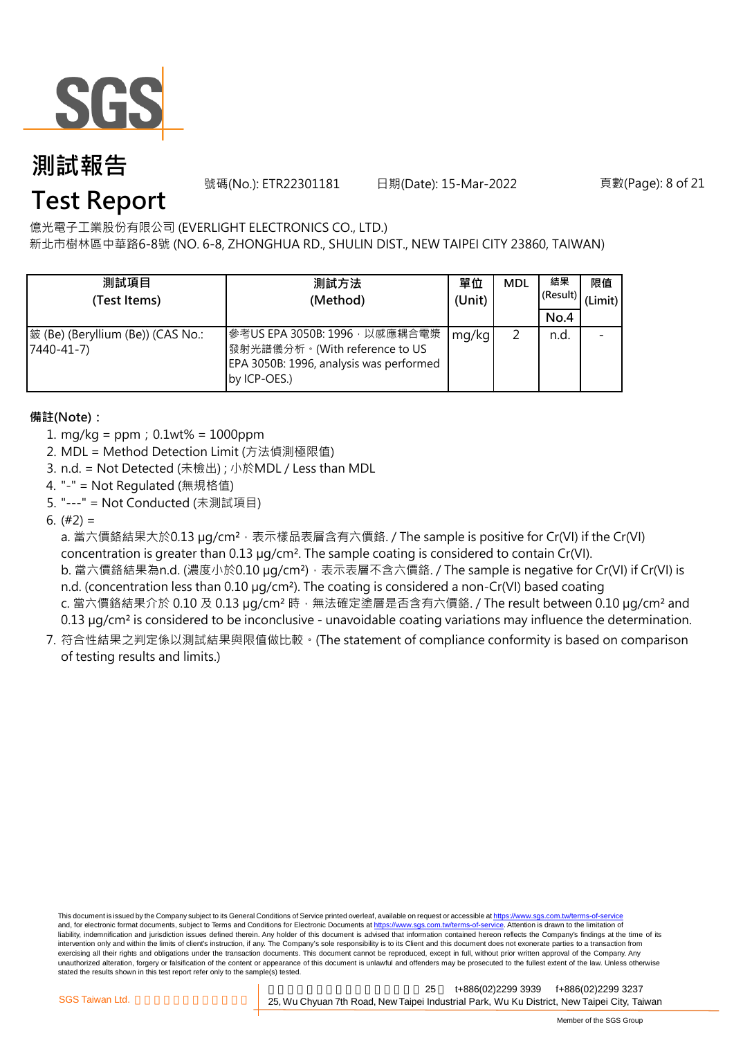# 測試報告

# Test Report

號碼(No.): ETR22301181　　日期(Date): 15-Mar-2022

億光電子工業股份有限公司 (EVERLIGHT ELECTRONICS CO., LTD.)

新北市樹林區中華路6-8號 (NO. 6-8, ZHONGHUA RD., SHULIN DIST., NEW TAIPEI CITY 23860, TAIWAN)

| 測試項目 (Test Items) | 測試方法 (Method) | 單位 (Unit) | MDL | 結果 (Result) No.4 | 限值 (Limit) |
|---|---|---|---|---|---|
| 鈹 (Be) (Beryllium (Be)) (CAS No.: 7440-41-7) | 參考US EPA 3050B: 1996，以感應耦合電漿發射光譜儀分析。(With reference to US EPA 3050B: 1996, analysis was performed by ICP-OES.) | mg/kg | 2 | n.d. | - |

**備註(Note)：**

1. mg/kg = ppm；0.1wt% = 1000ppm
2. MDL = Method Detection Limit (方法偵測極限值)
3. n.d. = Not Detected (未檢出)；小於MDL / Less than MDL
4. "-" = Not Regulated (無規格值)
5. "---" = Not Conducted (未測試項目)
6. (#2) =
   a. 當六價鉻結果大於0.13 μg/cm²，表示樣品表層含有六價鉻. / The sample is positive for Cr(VI) if the Cr(VI) concentration is greater than 0.13 μg/cm². The sample coating is considered to contain Cr(VI).
   b. 當六價鉻結果為n.d. (濃度小於0.10 μg/cm²)，表示表層不含六價鉻. / The sample is negative for Cr(VI) if Cr(VI) is n.d. (concentration less than 0.10 μg/cm²). The coating is considered a non-Cr(VI) based coating
   c. 當六價鉻結果介於 0.10 及 0.13 μg/cm² 時，無法確定塗層是否含有六價鉻. / The result between 0.10 μg/cm² and 0.13 μg/cm² is considered to be inconclusive - unavoidable coating variations may influence the determination.
7. 符合性結果之判定係以測試結果與限值做比較。(The statement of compliance conformity is based on comparison of testing results and limits.)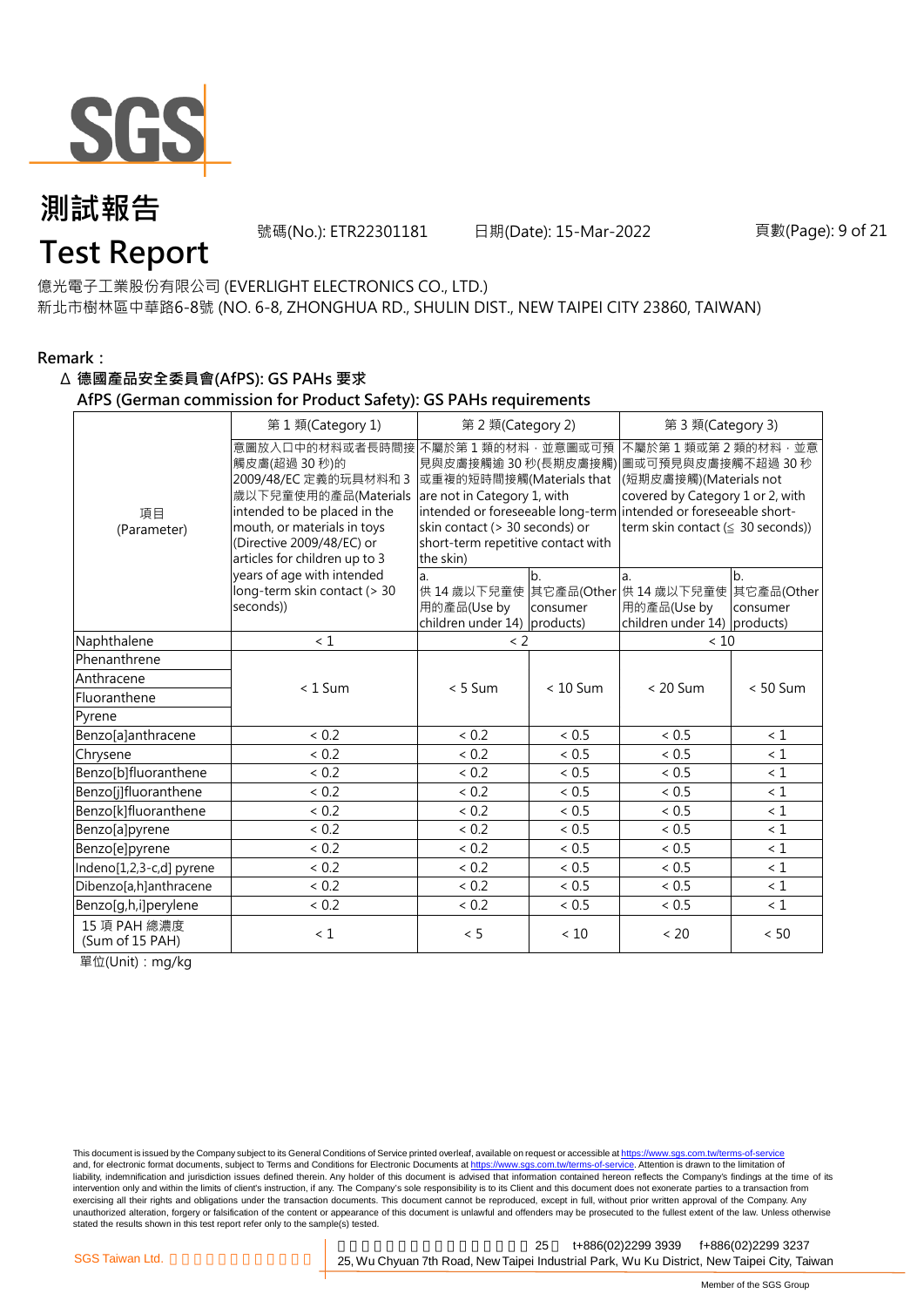# 測試報告

# Test Report

號碼(No.): ETR22301181　　日期(Date): 15-Mar-2022

億光電子工業股份有限公司 (EVERLIGHT ELECTRONICS CO., LTD.)

新北市樹林區中華路6-8號 (NO. 6-8, ZHONGHUA RD., SHULIN DIST., NEW TAIPEI CITY 23860, TAIWAN)

**Remark：**

**Δ 德國產品安全委員會(AfPS): GS PAHs 要求**

**AfPS (German commission for Product Safety): GS PAHs requirements**

| 項目 (Parameter) | 第 1 類(Category 1) | 第 2 類(Category 2) | | 第 3 類(Category 3) | |
|---|---|---|---|---|---|
| | 意圖放入口中的材料或者長時間接觸皮膚(超過 30 秒)的 2009/48/EC 定義的玩具材料和 3 歲以下兒童使用的產品(Materials intended to be placed in the mouth, or materials in toys (Directive 2009/48/EC) or articles for children up to 3 years of age with intended long-term skin contact (> 30 seconds)) | 不屬於第 1 類的材料，並意圖或可預見與皮膚接觸逾 30 秒(長期皮膚接觸)或重複的短時間接觸(Materials that are not in Category 1, with intended or foreseeable long-term skin contact (> 30 seconds) or short-term repetitive contact with the skin) | | 不屬於第 1 類或第 2 類的材料，並意圖或可預見與皮膚接觸不超過 30 秒(短期皮膚接觸)(Materials not covered by Category 1 or 2, with intended or foreseeable short-term skin contact (≦ 30 seconds)) | |
| | | a. 供 14 歲以下兒童使用的產品(Use by children under 14) | b. 其它產品(Other consumer products) | a. 供 14 歲以下兒童使用的產品(Use by children under 14) | b. 其它產品(Other consumer products) |
| Naphthalene | < 1 | < 2 | | < 10 | |
| Phenanthrene | < 1 Sum | < 5 Sum | < 10 Sum | < 20 Sum | < 50 Sum |
| Anthracene | | | | | |
| Fluoranthene | | | | | |
| Pyrene | | | | | |
| Benzo[a]anthracene | < 0.2 | < 0.2 | < 0.5 | < 0.5 | < 1 |
| Chrysene | < 0.2 | < 0.2 | < 0.5 | < 0.5 | < 1 |
| Benzo[b]fluoranthene | < 0.2 | < 0.2 | < 0.5 | < 0.5 | < 1 |
| Benzo[j]fluoranthene | < 0.2 | < 0.2 | < 0.5 | < 0.5 | < 1 |
| Benzo[k]fluoranthene | < 0.2 | < 0.2 | < 0.5 | < 0.5 | < 1 |
| Benzo[a]pyrene | < 0.2 | < 0.2 | < 0.5 | < 0.5 | < 1 |
| Benzo[e]pyrene | < 0.2 | < 0.2 | < 0.5 | < 0.5 | < 1 |
| Indeno[1,2,3-c,d] pyrene | < 0.2 | < 0.2 | < 0.5 | < 0.5 | < 1 |
| Dibenzo[a,h]anthracene | < 0.2 | < 0.2 | < 0.5 | < 0.5 | < 1 |
| Benzo[g,h,i]perylene | < 0.2 | < 0.2 | < 0.5 | < 0.5 | < 1 |
| 15 項 PAH 總濃度 (Sum of 15 PAH) | < 1 | < 5 | < 10 | < 20 | < 50 |

單位(Unit)：mg/kg

This document is issued by the Company subject to its General Conditions of Service printed overleaf, available on request or accessible at https://www.sgs.com.tw/terms-of-service and, for electronic format documents, subject to Terms and Conditions for Electronic Documents at https://www.sgs.com.tw/terms-of-service. Attention is drawn to the limitation of liability, indemnification and jurisdiction issues defined therein. Any holder of this document is advised that information contained hereon reflects the Company's findings at the time of its intervention only and within the limits of client's instruction, if any. The Company's sole responsibility is to its Client and this document does not exonerate parties to a transaction from exercising all their rights and obligations under the transaction documents. This document cannot be reproduced, except in full, without prior written approval of the Company. Any unauthorized alteration, forgery or falsification of the content or appearance of this document is unlawful and offenders may be prosecuted to the fullest extent of the law. Unless otherwise stated the results shown in this test report refer only to the sample(s) tested.

SGS Taiwan Ltd. 25, Wu Chyuan 7th Road, New Taipei Industrial Park, Wu Ku District, New Taipei City, Taiwan t+886(02)2299 3939 f+886(02)2299 3237

Member of the SGS Group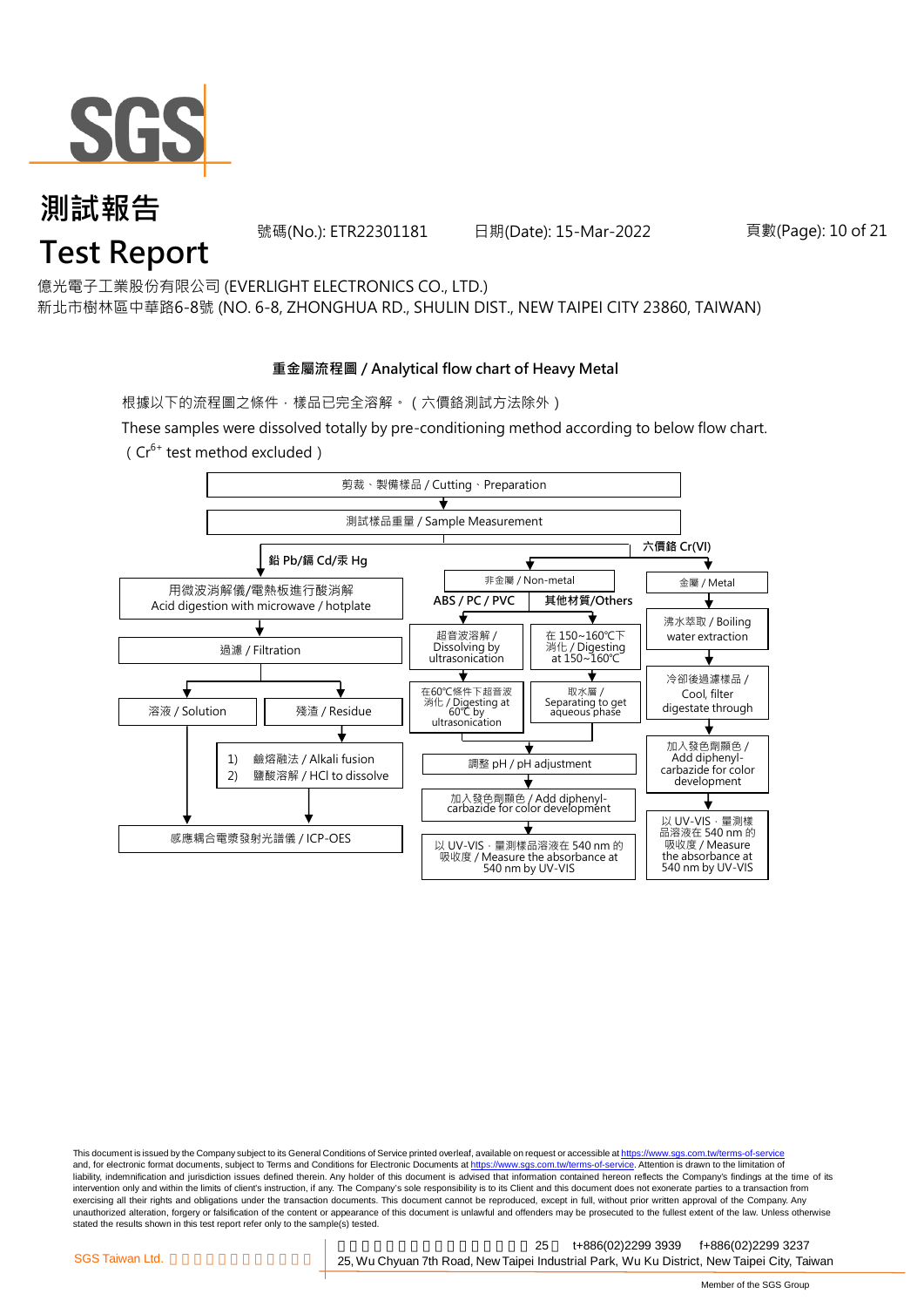# 測試報告
# Test Report

號碼(No.): ETR22301181　　日期(Date): 15-Mar-2022

億光電子工業股份有限公司 (EVERLIGHT ELECTRONICS CO., LTD.)
新北市樹林區中華路6-8號 (NO. 6-8, ZHONGHUA RD., SHULIN DIST., NEW TAIPEI CITY 23860, TAIWAN)

## 重金屬流程圖 / Analytical flow chart of Heavy Metal

根據以下的流程圖之條件，樣品已完全溶解。（六價鉻測試方法除外）

These samples were dissolved totally by pre-conditioning method according to below flow chart.
（$Cr^{6+}$ test method excluded）

剪裁、製備樣品 / Cutting、Preparation
↓
測試樣品重量 / Sample Measurement

**鉛 Pb/鎘 Cd/汞 Hg**
- 用微波消解儀/電熱板進行酸消解 / Acid digestion with microwave / hotplate
- ↓ 過濾 / Filtration
- ↓ 溶液 / Solution → 感應耦合電漿發射光譜儀 / ICP-OES
- ↓ 殘渣 / Residue → 1) 鹼熔融法 / Alkali fusion 2) 鹽酸溶解 / HCl to dissolve → 感應耦合電漿發射光譜儀 / ICP-OES

**六價鉻 Cr(VI)**

非金屬 / Non-metal
- **ABS / PC / PVC**: 超音波溶解 / Dissolving by ultrasonication → 在60℃條件下超音波消化 / Digesting at 60℃ by ultrasonication
- **其他材質/Others**: 在 150~160℃下消化 / Digesting at 150~160℃ → 取水層 / Separating to get aqueous phase
- → 調整 pH / pH adjustment
- → 加入發色劑顯色 / Add diphenyl-carbazide for color development
- → 以 UV-VIS，量測樣品溶液在 540 nm 的吸收度 / Measure the absorbance at 540 nm by UV-VIS

金屬 / Metal
- 沸水萃取 / Boiling water extraction
- → 冷卻後過濾樣品 / Cool, filter digestate through
- → 加入發色劑顯色 / Add diphenyl-carbazide for color development
- → 以 UV-VIS，量測樣品溶液在 540 nm 的吸收度 / Measure the absorbance at 540 nm by UV-VIS

This document is issued by the Company subject to its General Conditions of Service printed overleaf, available on request or accessible at https://www.sgs.com.tw/terms-of-service and, for electronic format documents, subject to Terms and Conditions for Electronic Documents at https://www.sgs.com.tw/terms-of-service. Attention is drawn to the limitation of liability, indemnification and jurisdiction issues defined therein. Any holder of this document is advised that information contained hereon reflects the Company's findings at the time of its intervention only and within the limits of client's instruction, if any. The Company's sole responsibility is to its Client and this document does not exonerate parties to a transaction from exercising all their rights and obligations under the transaction documents. This document cannot be reproduced, except in full, without prior written approval of the Company. Any unauthorized alteration, forgery or falsification of the content or appearance of this document is unlawful and offenders may be prosecuted to the fullest extent of the law. Unless otherwise stated the results shown in this test report refer only to the sample(s) tested.

SGS Taiwan Ltd. t+886(02)2299 3939 f+886(02)2299 3237
25, Wu Chyuan 7th Road, New Taipei Industrial Park, Wu Ku District, New Taipei City, Taiwan

Member of the SGS Group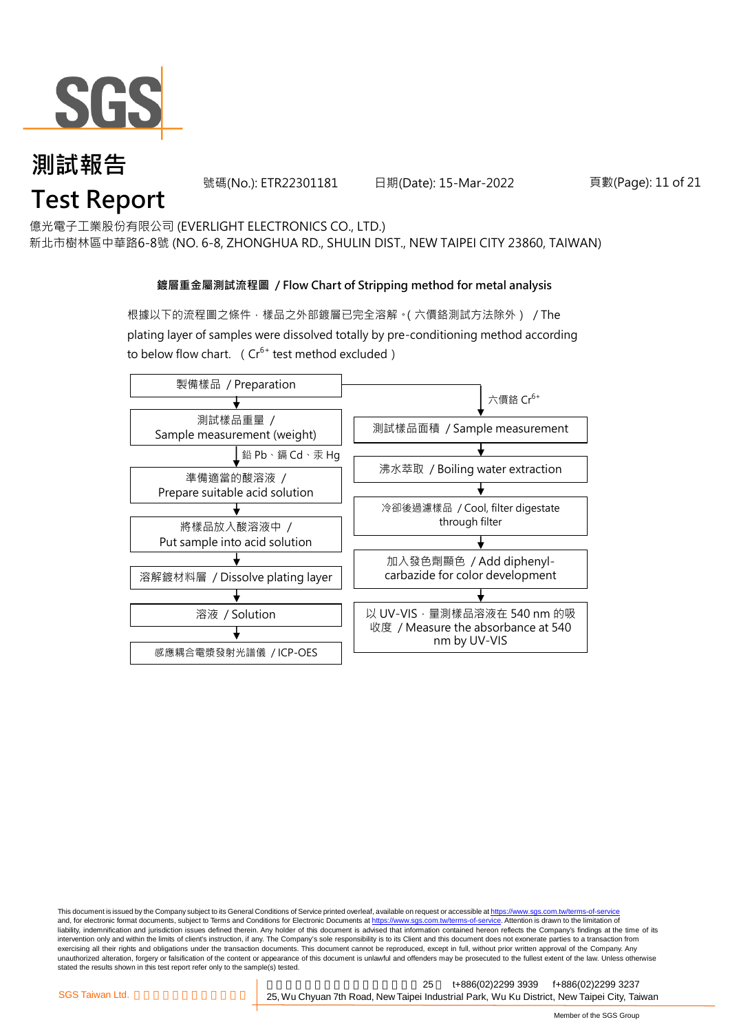# 測試報告
# Test Report

號碼(No.): ETR22301181　　日期(Date): 15-Mar-2022

億光電子工業股份有限公司 (EVERLIGHT ELECTRONICS CO., LTD.)
新北市樹林區中華路6-8號 (NO. 6-8, ZHONGHUA RD., SHULIN DIST., NEW TAIPEI CITY 23860, TAIWAN)

**鍍層重金屬測試流程圖 / Flow Chart of Stripping method for metal analysis**

根據以下的流程圖之條件，樣品之外部鍍層已完全溶解。( 六價鉻測試方法除外 ) / The plating layer of samples were dissolved totally by pre-conditioning method according to below flow chart. ( $Cr^{6+}$ test method excluded )

製備樣品 / Preparation

**鉛 Pb、鎘 Cd、汞 Hg:**

1. 測試樣品重量 / Sample measurement (weight)
2. 準備適當的酸溶液 / Prepare suitable acid solution
3. 將樣品放入酸溶液中 / Put sample into acid solution
4. 溶解鍍材料層 / Dissolve plating layer
5. 溶液 / Solution
6. 感應耦合電漿發射光譜儀 / ICP-OES

**六價鉻 $Cr^{6+}$:**

1. 測試樣品面積 / Sample measurement
2. 沸水萃取 / Boiling water extraction
3. 冷卻後過濾樣品 / Cool, filter digestate through filter
4. 加入發色劑顯色 / Add diphenyl-carbazide for color development
5. 以 UV-VIS，量測樣品溶液在 540 nm 的吸收度 / Measure the absorbance at 540 nm by UV-VIS

This document is issued by the Company subject to its General Conditions of Service printed overleaf, available on request or accessible at https://www.sgs.com.tw/terms-of-service and, for electronic format documents, subject to Terms and Conditions for Electronic Documents at https://www.sgs.com.tw/terms-of-service. Attention is drawn to the limitation of liability, indemnification and jurisdiction issues defined therein. Any holder of this document is advised that information contained hereon reflects the Company's findings at the time of its intervention only and within the limits of client's instruction, if any. The Company's sole responsibility is to its Client and this document does not exonerate parties to a transaction from exercising all their rights and obligations under the transaction documents. This document cannot be reproduced, except in full, without prior written approval of the Company. Any unauthorized alteration, forgery or falsification of the content or appearance of this document is unlawful and offenders may be prosecuted to the fullest extent of the law. Unless otherwise stated the results shown in this test report refer only to the sample(s) tested.

SGS Taiwan Ltd. | 25, Wu Chyuan 7th Road, New Taipei Industrial Park, Wu Ku District, New Taipei City, Taiwan | t+886(02)2299 3939 | f+886(02)2299 3237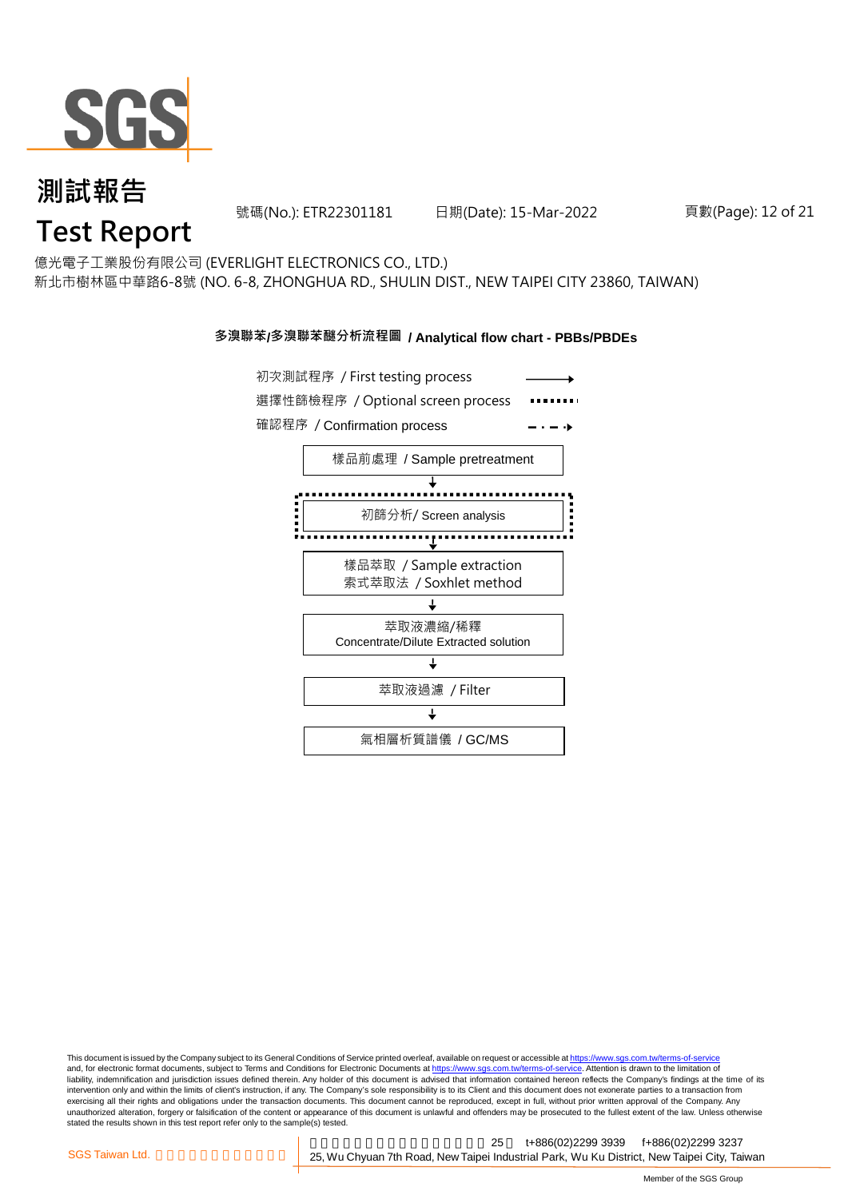# 測試報告

# Test Report

號碼(No.): ETR22301181　　日期(Date): 15-Mar-2022

億光電子工業股份有限公司 (EVERLIGHT ELECTRONICS CO., LTD.)
新北市樹林區中華路6-8號 (NO. 6-8, ZHONGHUA RD., SHULIN DIST., NEW TAIPEI CITY 23860, TAIWAN)

**多溴聯苯/多溴聯苯醚分析流程圖 / Analytical flow chart - PBBs/PBDEs**

初次測試程序 / First testing process ⟶

選擇性篩檢程序 / Optional screen process ········

確認程序 / Confirmation process - · - ·▸

樣品前處理 / Sample pretreatment

↓

初篩分析/ Screen analysis

↓

樣品萃取 / Sample extraction
索式萃取法 / Soxhlet method

↓

萃取液濃縮/稀釋
Concentrate/Dilute Extracted solution

↓

萃取液過濾 / Filter

↓

氣相層析質譜儀 / GC/MS

This document is issued by the Company subject to its General Conditions of Service printed overleaf, available on request or accessible at https://www.sgs.com.tw/terms-of-service and, for electronic format documents, subject to Terms and Conditions for Electronic Documents at https://www.sgs.com.tw/terms-of-service. Attention is drawn to the limitation of liability, indemnification and jurisdiction issues defined therein. Any holder of this document is advised that information contained hereon reflects the Company's findings at the time of its intervention only and within the limits of client's instruction, if any. The Company's sole responsibility is to its Client and this document does not exonerate parties to a transaction from exercising all their rights and obligations under the transaction documents. This document cannot be reproduced, except in full, without prior written approval of the Company. Any unauthorized alteration, forgery or falsification of the content or appearance of this document is unlawful and offenders may be prosecuted to the fullest extent of the law. Unless otherwise stated the results shown in this test report refer only to the sample(s) tested.

SGS Taiwan Ltd. 　25 t+886(02)2299 3939 f+886(02)2299 3237
25, Wu Chyuan 7th Road, New Taipei Industrial Park, Wu Ku District, New Taipei City, Taiwan

Member of the SGS Group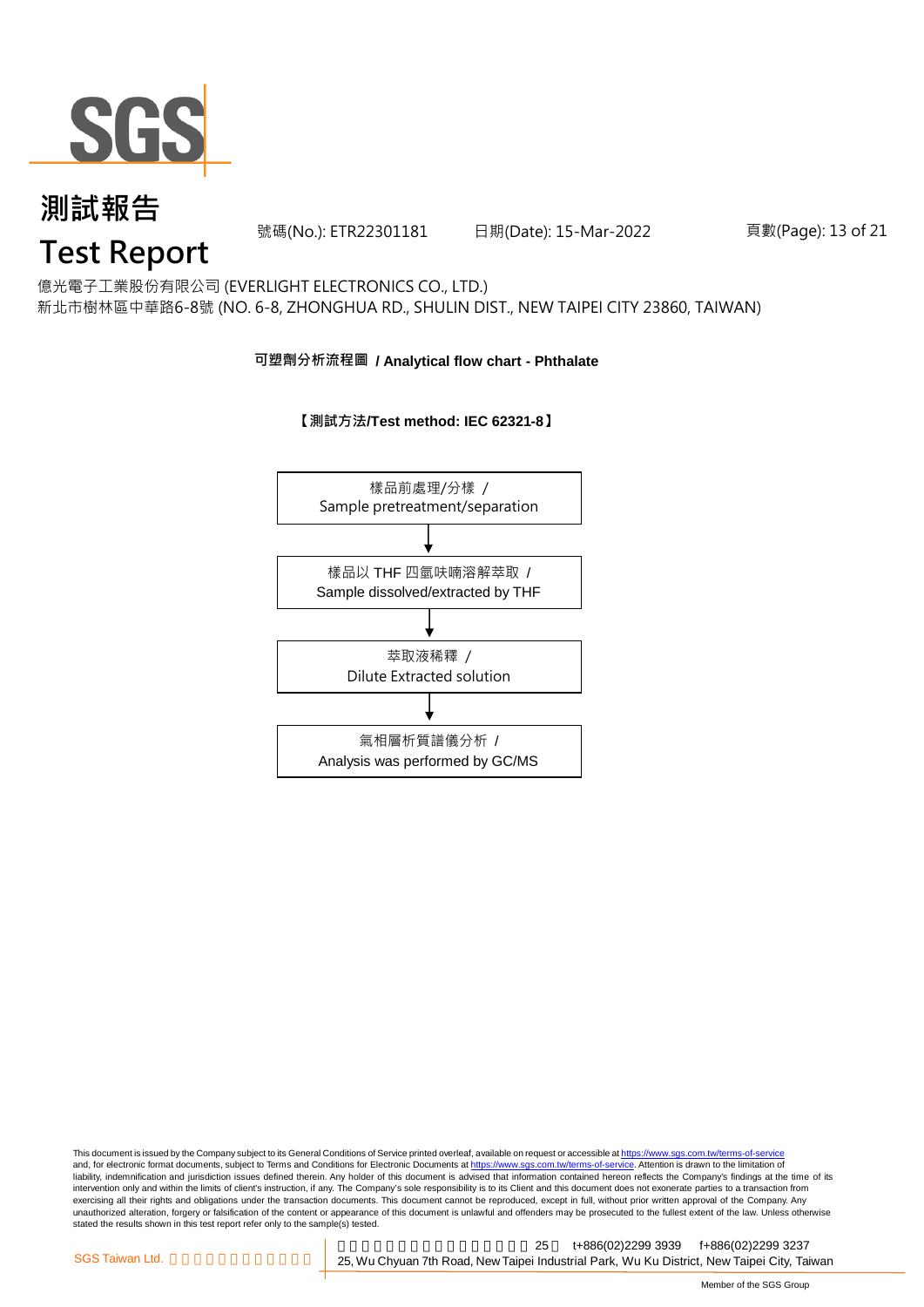# 測試報告
# Test Report

號碼(No.): ETR22301181　　日期(Date): 15-Mar-2022

億光電子工業股份有限公司 (EVERLIGHT ELECTRONICS CO., LTD.)
新北市樹林區中華路6-8號 (NO. 6-8, ZHONGHUA RD., SHULIN DIST., NEW TAIPEI CITY 23860, TAIWAN)

**可塑劑分析流程圖 / Analytical flow chart - Phthalate**

**【測試方法/Test method: IEC 62321-8】**

樣品前處理/分樣 /
Sample pretreatment/separation

↓

樣品以 THF 四氫呋喃溶解萃取 /
Sample dissolved/extracted by THF

↓

萃取液稀釋 /
Dilute Extracted solution

↓

氣相層析質譜儀分析 /
Analysis was performed by GC/MS

This document is issued by the Company subject to its General Conditions of Service printed overleaf, available on request or accessible at https://www.sgs.com.tw/terms-of-service and, for electronic format documents, subject to Terms and Conditions for Electronic Documents at https://www.sgs.com.tw/terms-of-service. Attention is drawn to the limitation of liability, indemnification and jurisdiction issues defined therein. Any holder of this document is advised that information contained hereon reflects the Company's findings at the time of its intervention only and within the limits of client's instruction, if any. The Company's sole responsibility is to its Client and this document does not exonerate parties to a transaction from exercising all their rights and obligations under the transaction documents. This document cannot be reproduced, except in full, without prior written approval of the Company. Any unauthorized alteration, forgery or falsification of the content or appearance of this document is unlawful and offenders may be prosecuted to the fullest extent of the law. Unless otherwise stated the results shown in this test report refer only to the sample(s) tested.

SGS Taiwan Ltd. | 25, Wu Chyuan 7th Road, New Taipei Industrial Park, Wu Ku District, New Taipei City, Taiwan　t+886(02)2299 3939　f+886(02)2299 3237

Member of the SGS Group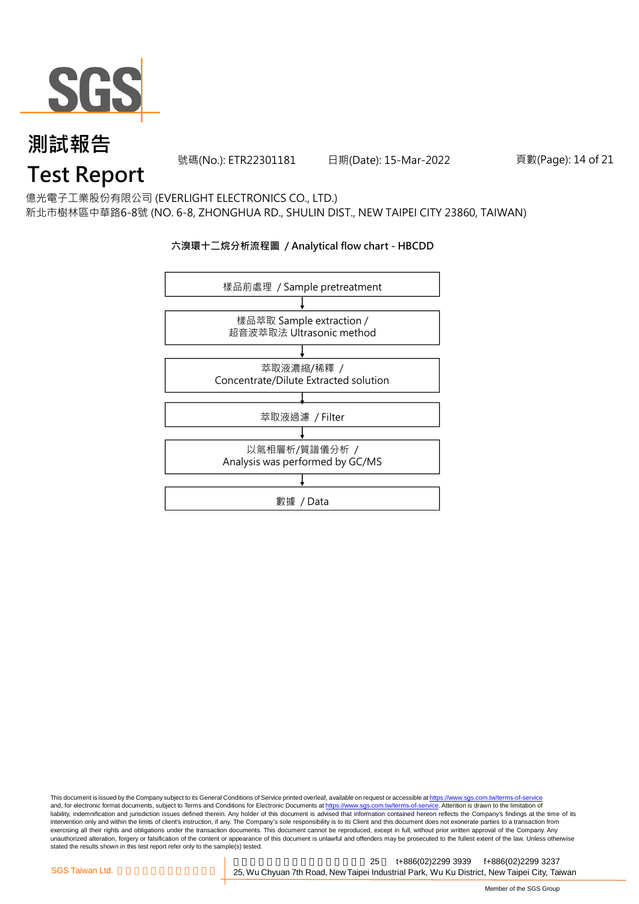# 測試報告

# Test Report

號碼(No.): ETR22301181　　日期(Date): 15-Mar-2022

億光電子工業股份有限公司 (EVERLIGHT ELECTRONICS CO., LTD.)
新北市樹林區中華路6-8號 (NO. 6-8, ZHONGHUA RD., SHULIN DIST., NEW TAIPEI CITY 23860, TAIWAN)

**六溴環十二烷分析流程圖 / Analytical flow chart - HBCDD**

樣品前處理 / Sample pretreatment

↓

樣品萃取 Sample extraction / 超音波萃取法 Ultrasonic method

↓

萃取液濃縮/稀釋 / Concentrate/Dilute Extracted solution

↓

萃取液過濾 / Filter

↓

以氣相層析/質譜儀分析 / Analysis was performed by GC/MS

↓

數據 / Data

This document is issued by the Company subject to its General Conditions of Service printed overleaf, available on request or accessible at https://www.sgs.com.tw/terms-of-service and, for electronic format documents, subject to Terms and Conditions for Electronic Documents at https://www.sgs.com.tw/terms-of-service. Attention is drawn to the limitation of liability, indemnification and jurisdiction issues defined therein. Any holder of this document is advised that information contained hereon reflects the Company's findings at the time of its intervention only and within the limits of client's instruction, if any. The Company's sole responsibility is to its Client and this document does not exonerate parties to a transaction from exercising all their rights and obligations under the transaction documents. This document cannot be reproduced, except in full, without prior written approval of the Company. Any unauthorized alteration, forgery or falsification of the content or appearance of this document is unlawful and offenders may be prosecuted to the fullest extent of the law. Unless otherwise stated the results shown in this test report refer only to the sample(s) tested.

SGS Taiwan Ltd. 　25, Wu Chyuan 7th Road, New Taipei Industrial Park, Wu Ku District, New Taipei City, Taiwan　t+886(02)2299 3939　f+886(02)2299 3237

Member of the SGS Group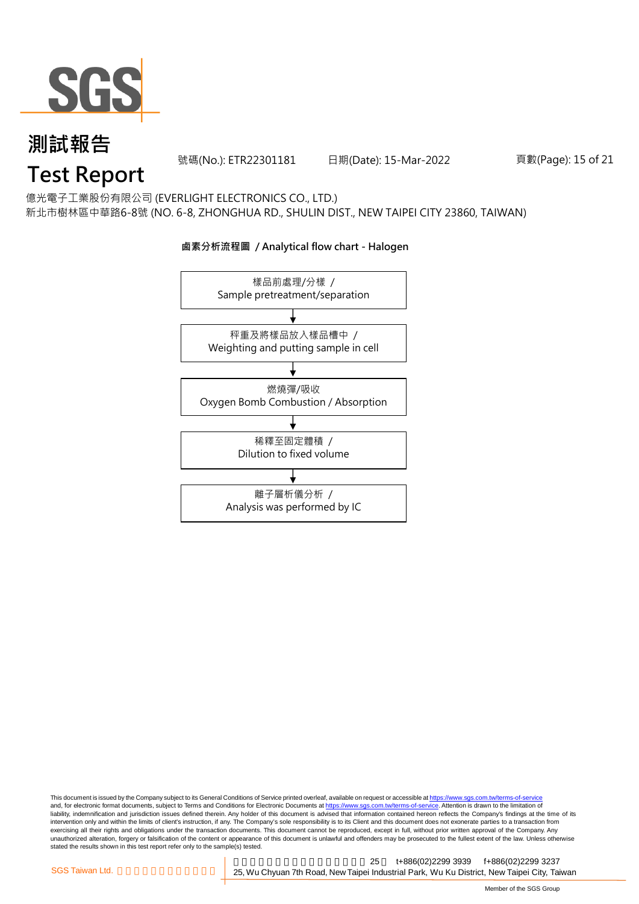# 測試報告

# Test Report

號碼(No.): ETR22301181　　日期(Date): 15-Mar-2022

億光電子工業股份有限公司 (EVERLIGHT ELECTRONICS CO., LTD.)
新北市樹林區中華路6-8號 (NO. 6-8, ZHONGHUA RD., SHULIN DIST., NEW TAIPEI CITY 23860, TAIWAN)

**鹵素分析流程圖 / Analytical flow chart - Halogen**

樣品前處理/分樣 / Sample pretreatment/separation

↓

秤重及將樣品放入樣品槽中 / Weighting and putting sample in cell

↓

燃燒彈/吸收 Oxygen Bomb Combustion / Absorption

↓

稀釋至固定體積 / Dilution to fixed volume

↓

離子層析儀分析 / Analysis was performed by IC

This document is issued by the Company subject to its General Conditions of Service printed overleaf, available on request or accessible at https://www.sgs.com.tw/terms-of-service and, for electronic format documents, subject to Terms and Conditions for Electronic Documents at https://www.sgs.com.tw/terms-of-service. Attention is drawn to the limitation of liability, indemnification and jurisdiction issues defined therein. Any holder of this document is advised that information contained hereon reflects the Company's findings at the time of its intervention only and within the limits of client's instruction, if any. The Company's sole responsibility is to its Client and this document does not exonerate parties to a transaction from exercising all their rights and obligations under the transaction documents. This document cannot be reproduced, except in full, without prior written approval of the Company. Any unauthorized alteration, forgery or falsification of the content or appearance of this document is unlawful and offenders may be prosecuted to the fullest extent of the law. Unless otherwise stated the results shown in this test report refer only to the sample(s) tested.

SGS Taiwan Ltd. | 25 t+886(02)2299 3939 f+886(02)2299 3237
25, Wu Chyuan 7th Road, New Taipei Industrial Park, Wu Ku District, New Taipei City, Taiwan

Member of the SGS Group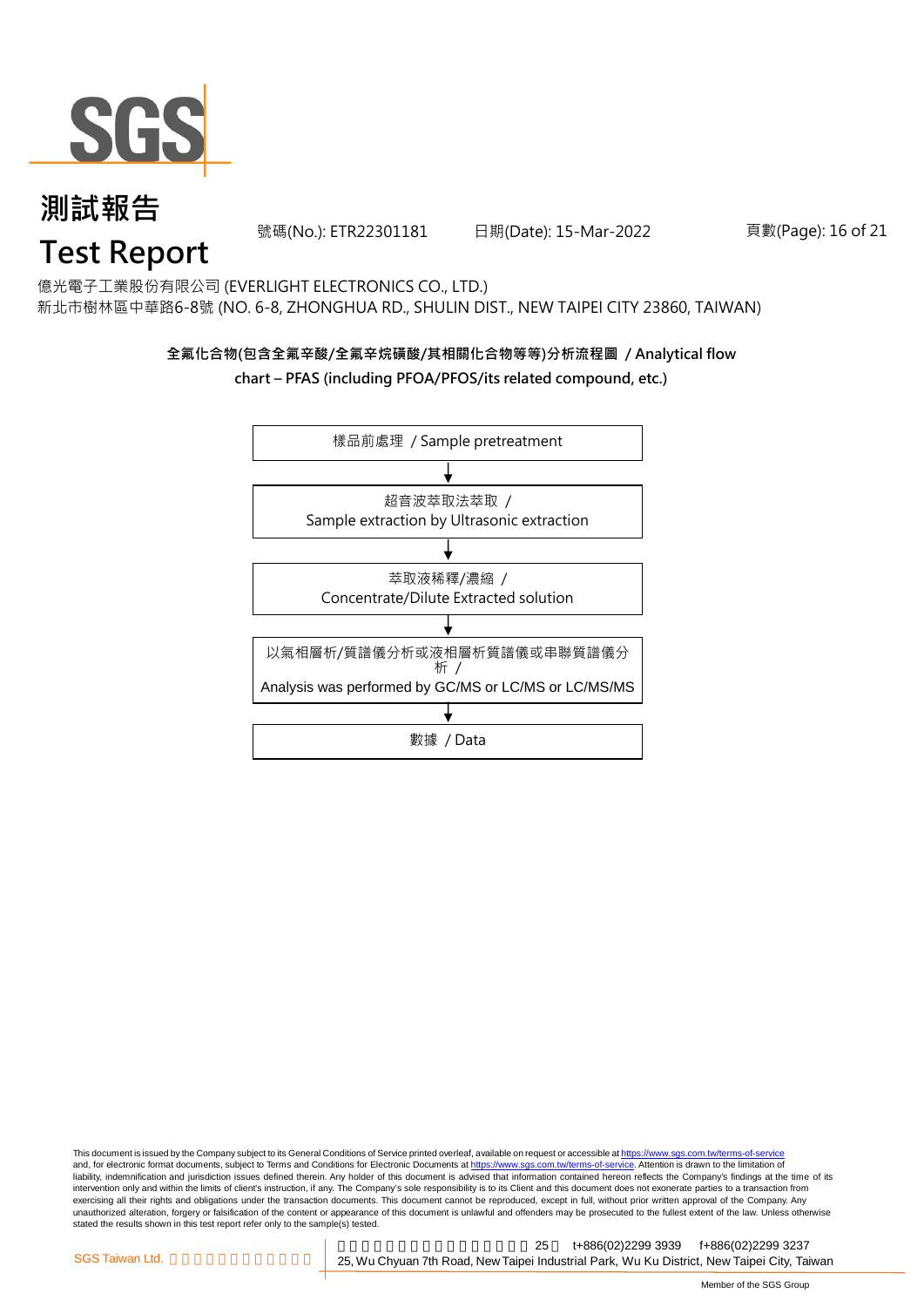# 測試報告
# Test Report

號碼(No.): ETR22301181　　日期(Date): 15-Mar-2022

億光電子工業股份有限公司 (EVERLIGHT ELECTRONICS CO., LTD.)
新北市樹林區中華路6-8號 (NO. 6-8, ZHONGHUA RD., SHULIN DIST., NEW TAIPEI CITY 23860, TAIWAN)

**全氟化合物(包含全氟辛酸/全氟辛烷磺酸/其相關化合物等等)分析流程圖 / Analytical flow chart – PFAS (including PFOA/PFOS/its related compound, etc.)**

樣品前處理 / Sample pretreatment

↓

超音波萃取法萃取 / Sample extraction by Ultrasonic extraction

↓

萃取液稀釋/濃縮 / Concentrate/Dilute Extracted solution

↓

以氣相層析/質譜儀分析或液相層析質譜儀或串聯質譜儀分析 / Analysis was performed by GC/MS or LC/MS or LC/MS/MS

↓

數據 / Data

This document is issued by the Company subject to its General Conditions of Service printed overleaf, available on request or accessible at https://www.sgs.com.tw/terms-of-service and, for electronic format documents, subject to Terms and Conditions for Electronic Documents at https://www.sgs.com.tw/terms-of-service. Attention is drawn to the limitation of liability, indemnification and jurisdiction issues defined therein. Any holder of this document is advised that information contained hereon reflects the Company's findings at the time of its intervention only and within the limits of client's instruction, if any. The Company's sole responsibility is to its Client and this document does not exonerate parties to a transaction from exercising all their rights and obligations under the transaction documents. This document cannot be reproduced, except in full, without prior written approval of the Company. Any unauthorized alteration, forgery or falsification of the content or appearance of this document is unlawful and offenders may be prosecuted to the fullest extent of the law. Unless otherwise stated the results shown in this test report refer only to the sample(s) tested.

SGS Taiwan Ltd. | 25, Wu Chyuan 7th Road, New Taipei Industrial Park, Wu Ku District, New Taipei City, Taiwan | t+886(02)2299 3939 f+886(02)2299 3237

Member of the SGS Group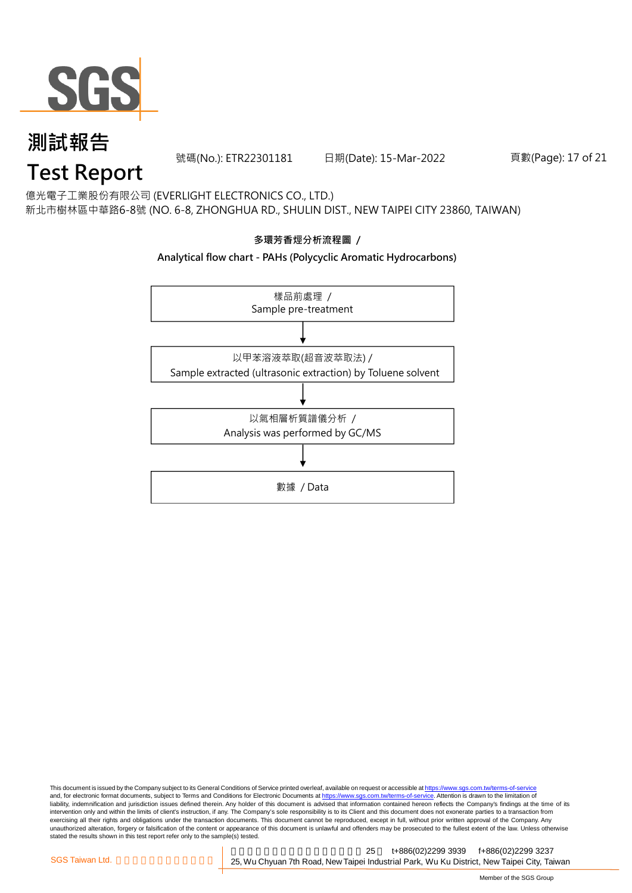# 測試報告

# Test Report

號碼(No.): ETR22301181　　日期(Date): 15-Mar-2022

億光電子工業股份有限公司 (EVERLIGHT ELECTRONICS CO., LTD.)

新北市樹林區中華路6-8號 (NO. 6-8, ZHONGHUA RD., SHULIN DIST., NEW TAIPEI CITY 23860, TAIWAN)

**多環芳香烴分析流程圖 /**

**Analytical flow chart - PAHs (Polycyclic Aromatic Hydrocarbons)**

樣品前處理 /
Sample pre-treatment

↓

以甲苯溶液萃取(超音波萃取法) /
Sample extracted (ultrasonic extraction) by Toluene solvent

↓

以氣相層析質譜儀分析 /
Analysis was performed by GC/MS

↓

數據 / Data

This document is issued by the Company subject to its General Conditions of Service printed overleaf, available on request or accessible at https://www.sgs.com.tw/terms-of-service and, for electronic format documents, subject to Terms and Conditions for Electronic Documents at https://www.sgs.com.tw/terms-of-service. Attention is drawn to the limitation of liability, indemnification and jurisdiction issues defined therein. Any holder of this document is advised that information contained hereon reflects the Company's findings at the time of its intervention only and within the limits of client's instruction, if any. The Company's sole responsibility is to its Client and this document does not exonerate parties to a transaction from exercising all their rights and obligations under the transaction documents. This document cannot be reproduced, except in full, without prior written approval of the Company. Any unauthorized alteration, forgery or falsification of the content or appearance of this document is unlawful and offenders may be prosecuted to the fullest extent of the law. Unless otherwise stated the results shown in this test report refer only to the sample(s) tested.

SGS Taiwan Ltd. 　25　t+886(02)2299 3939　f+886(02)2299 3237

25, Wu Chyuan 7th Road, New Taipei Industrial Park, Wu Ku District, New Taipei City, Taiwan

Member of the SGS Group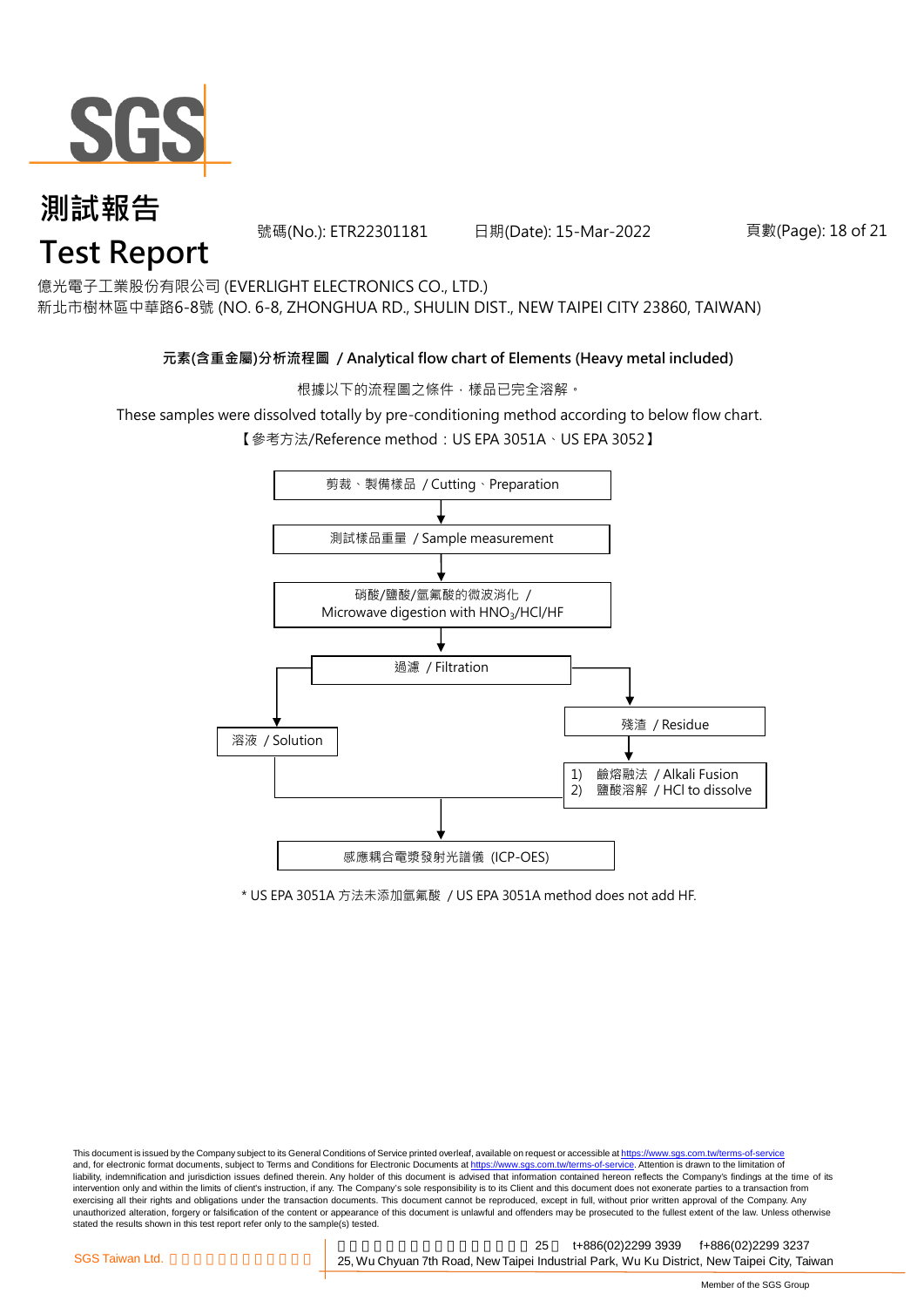億光電子工業股份有限公司 (EVERLIGHT ELECTRONICS CO., LTD.)
新北市樹林區中華路6-8號 (NO. 6-8, ZHONGHUA RD., SHULIN DIST., NEW TAIPEI CITY 23860, TAIWAN)

### 元素(含重金屬)分析流程圖 / Analytical flow chart of Elements (Heavy metal included)

根據以下的流程圖之條件，樣品已完全溶解。

These samples were dissolved totally by pre-conditioning method according to below flow chart.

【參考方法/Reference method：US EPA 3051A、US EPA 3052】

剪裁、製備樣品 / Cutting、Preparation

↓

測試樣品重量 / Sample measurement

↓

硝酸/鹽酸/氫氟酸的微波消化 / Microwave digestion with $HNO_3$/HCl/HF

↓

過濾 / Filtration

- 溶液 / Solution
- 殘渣 / Residue
  - ↓
  - 1) 鹼熔融法 / Alkali Fusion
  - 2) 鹽酸溶解 / HCl to dissolve

↓

感應耦合電漿發射光譜儀 (ICP-OES)

* US EPA 3051A 方法未添加氫氟酸 / US EPA 3051A method does not add HF.

This document is issued by the Company subject to its General Conditions of Service printed overleaf, available on request or accessible at https://www.sgs.com.tw/terms-of-service and, for electronic format documents, subject to Terms and Conditions for Electronic Documents at https://www.sgs.com.tw/terms-of-service. Attention is drawn to the limitation of liability, indemnification and jurisdiction issues defined therein. Any holder of this document is advised that information contained hereon reflects the Company's findings at the time of its intervention only and within the limits of client's instruction, if any. The Company's sole responsibility is to its Client and this document does not exonerate parties to a transaction from exercising all their rights and obligations under the transaction documents. This document cannot be reproduced, except in full, without prior written approval of the Company. Any unauthorized alteration, forgery or falsification of the content or appearance of this document is unlawful and offenders may be prosecuted to the fullest extent of the law. Unless otherwise stated the results shown in this test report refer only to the sample(s) tested.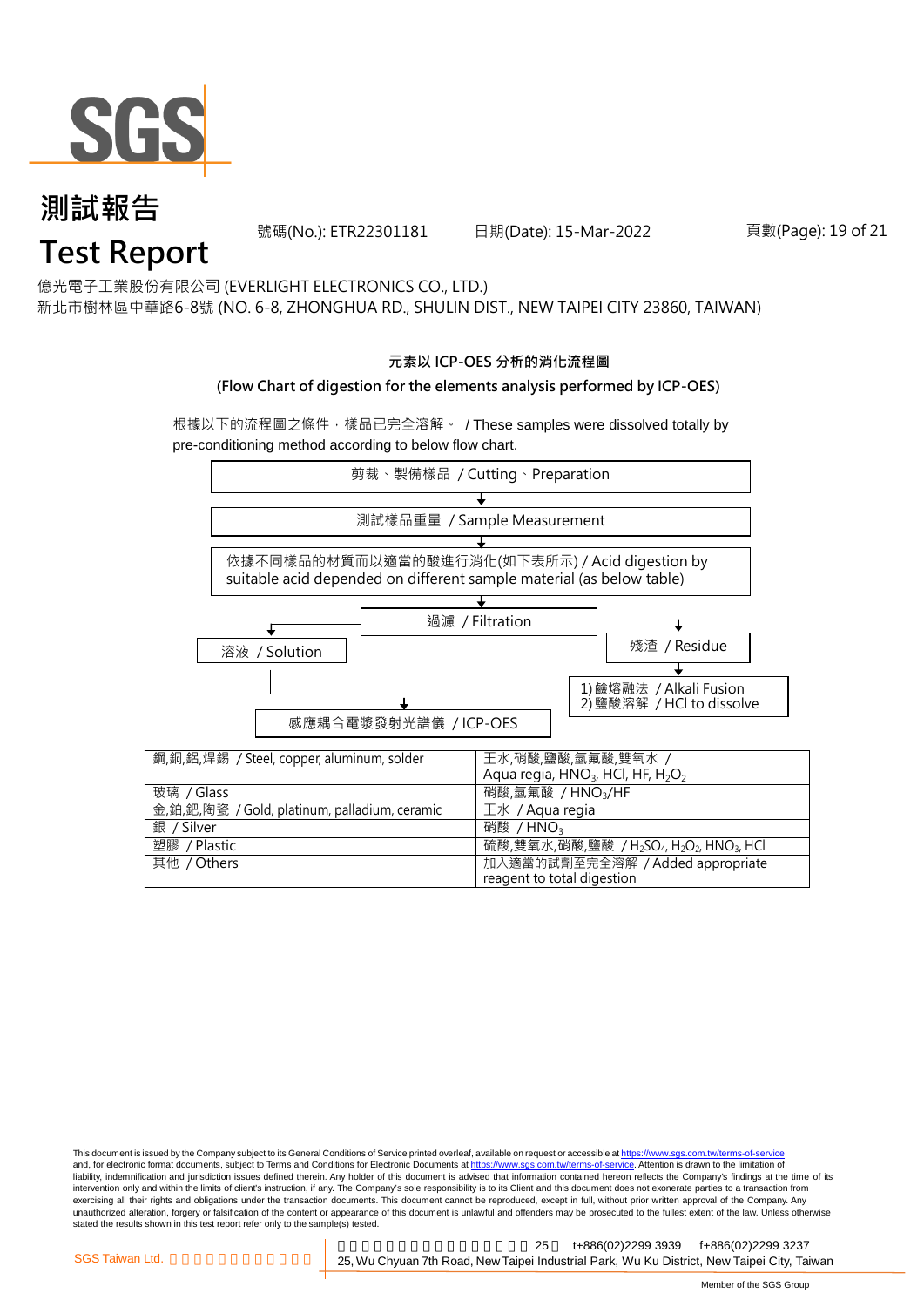# 測試報告
# Test Report

號碼(No.): ETR22301181　　日期(Date): 15-Mar-2022

億光電子工業股份有限公司 (EVERLIGHT ELECTRONICS CO., LTD.)
新北市樹林區中華路6-8號 (NO. 6-8, ZHONGHUA RD., SHULIN DIST., NEW TAIPEI CITY 23860, TAIWAN)

**元素以 ICP-OES 分析的消化流程圖**

**(Flow Chart of digestion for the elements analysis performed by ICP-OES)**

根據以下的流程圖之條件，樣品已完全溶解。 / These samples were dissolved totally by pre-conditioning method according to below flow chart.

剪裁、製備樣品 / Cutting、Preparation
↓
測試樣品重量 / Sample Measurement
↓
依據不同樣品的材質而以適當的酸進行消化(如下表所示) / Acid digestion by suitable acid depended on different sample material (as below table)
↓
過濾 / Filtration
- → 溶液 / Solution → 感應耦合電漿發射光譜儀 / ICP-OES
- → 殘渣 / Residue → 1) 鹼熔融法 / Alkali Fusion; 2) 鹽酸溶解 / HCl to dissolve → 感應耦合電漿發射光譜儀 / ICP-OES

| 鋼,銅,鋁,焊錫 / Steel, copper, aluminum, solder | 王水,硝酸,鹽酸,氫氟酸,雙氧水 / Aqua regia, $HNO_3$, HCl, HF, $H_2O_2$ |
|---|---|
| 玻璃 / Glass | 硝酸,氫氟酸 / $HNO_3$/HF |
| 金,鉑,鈀,陶瓷 / Gold, platinum, palladium, ceramic | 王水 / Aqua regia |
| 銀 / Silver | 硝酸 / $HNO_3$ |
| 塑膠 / Plastic | 硫酸,雙氧水,硝酸,鹽酸 / $H_2SO_4$, $H_2O_2$, $HNO_3$, HCl |
| 其他 / Others | 加入適當的試劑至完全溶解 / Added appropriate reagent to total digestion |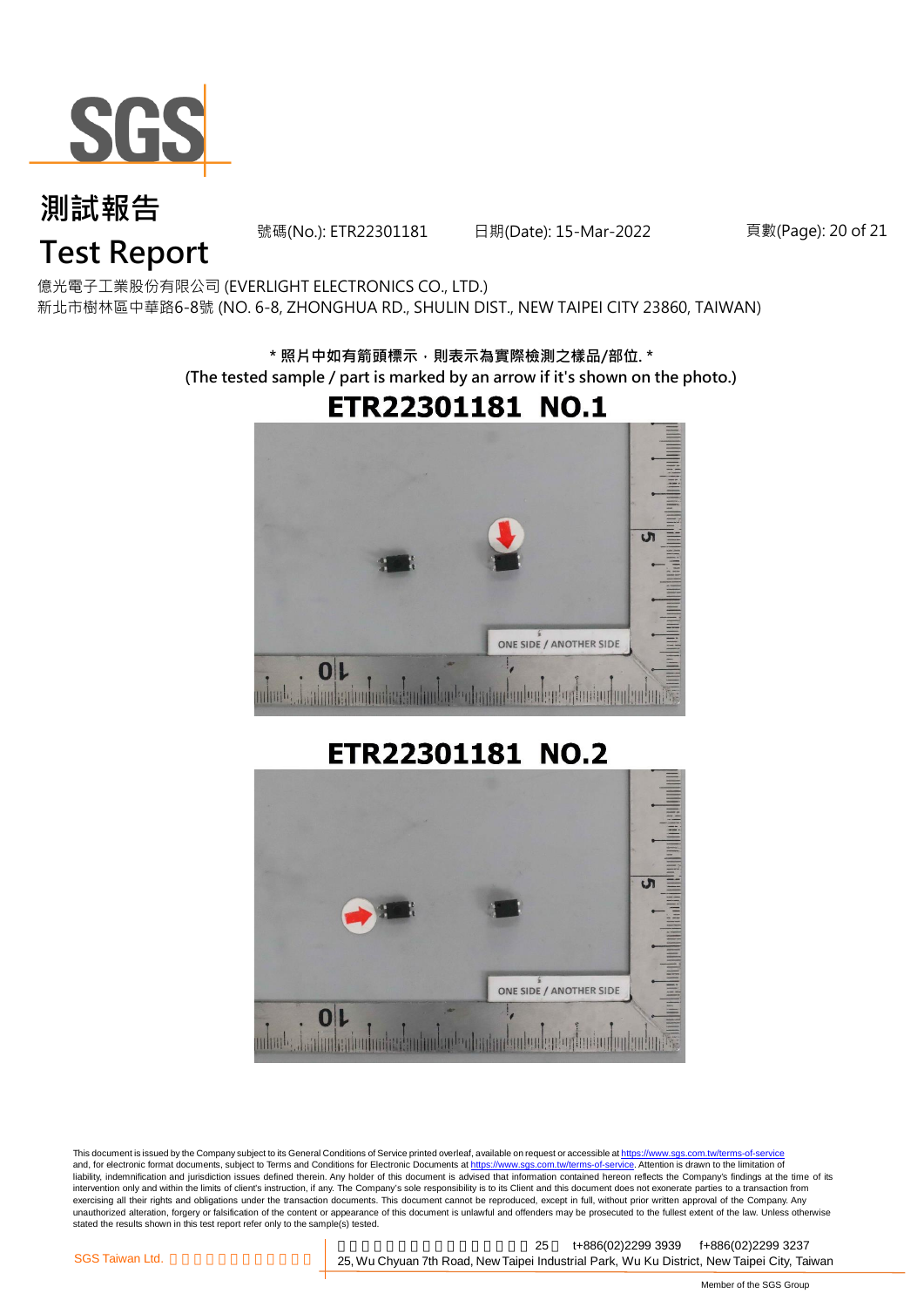# 測試報告

# Test Report

號碼(No.): ETR22301181　　日期(Date): 15-Mar-2022

億光電子工業股份有限公司 (EVERLIGHT ELECTRONICS CO., LTD.)
新北市樹林區中華路6-8號 (NO. 6-8, ZHONGHUA RD., SHULIN DIST., NEW TAIPEI CITY 23860, TAIWAN)

**\* 照片中如有箭頭標示，則表示為實際檢測之樣品/部位. \***
**(The tested sample / part is marked by an arrow if it's shown on the photo.)**

## ETR22301181 NO.1

## ETR22301181 NO.2

This document is issued by the Company subject to its General Conditions of Service printed overleaf, available on request or accessible at https://www.sgs.com.tw/terms-of-service and, for electronic format documents, subject to Terms and Conditions for Electronic Documents at https://www.sgs.com.tw/terms-of-service. Attention is drawn to the limitation of liability, indemnification and jurisdiction issues defined therein. Any holder of this document is advised that information contained hereon reflects the Company's findings at the time of its intervention only and within the limits of client's instruction, if any. The Company's sole responsibility is to its Client and this document does not exonerate parties to a transaction from exercising all their rights and obligations under the transaction documents. This document cannot be reproduced, except in full, without prior written approval of the Company. Any unauthorized alteration, forgery or falsification of the content or appearance of this document is unlawful and offenders may be prosecuted to the fullest extent of the law. Unless otherwise stated the results shown in this test report refer only to the sample(s) tested.

SGS Taiwan Ltd. 25, Wu Chyuan 7th Road, New Taipei Industrial Park, Wu Ku District, New Taipei City, Taiwan　t+886(02)2299 3939　f+886(02)2299 3237

Member of the SGS Group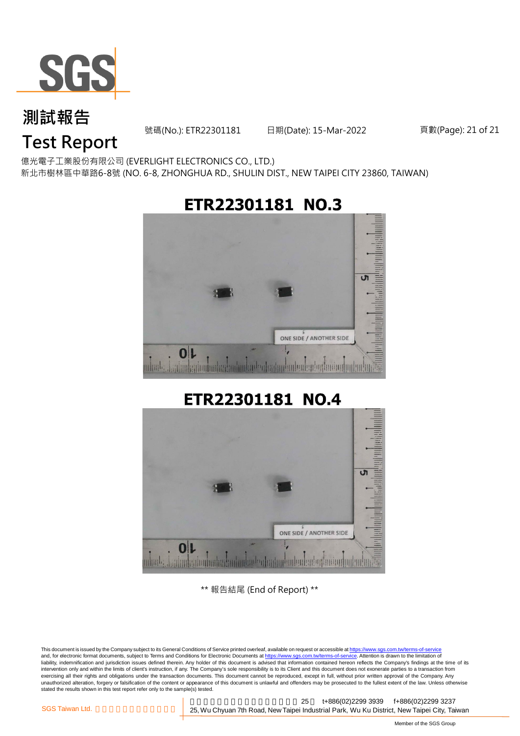億光電子工業股份有限公司 (EVERLIGHT ELECTRONICS CO., LTD.)
新北市樹林區中華路6-8號 (NO. 6-8, ZHONGHUA RD., SHULIN DIST., NEW TAIPEI CITY 23860, TAIWAN)

## ETR22301181 NO.3

## ETR22301181 NO.4

** 報告結尾 (End of Report) **

This document is issued by the Company subject to its General Conditions of Service printed overleaf, available on request or accessible at https://www.sgs.com.tw/terms-of-service and, for electronic format documents, subject to Terms and Conditions for Electronic Documents at https://www.sgs.com.tw/terms-of-service. Attention is drawn to the limitation of liability, indemnification and jurisdiction issues defined therein. Any holder of this document is advised that information contained hereon reflects the Company's findings at the time of its intervention only and within the limits of client's instruction, if any. The Company's sole responsibility is to its Client and this document does not exonerate parties to a transaction from exercising all their rights and obligations under the transaction documents. This document cannot be reproduced, except in full, without prior written approval of the Company. Any unauthorized alteration, forgery or falsification of the content or appearance of this document is unlawful and offenders may be prosecuted to the fullest extent of the law. Unless otherwise stated the results shown in this test report refer only to the sample(s) tested.

SGS Taiwan Ltd. | 25 t+886(02)2299 3939 f+886(02)2299 3237
25, Wu Chyuan 7th Road, New Taipei Industrial Park, Wu Ku District, New Taipei City, Taiwan